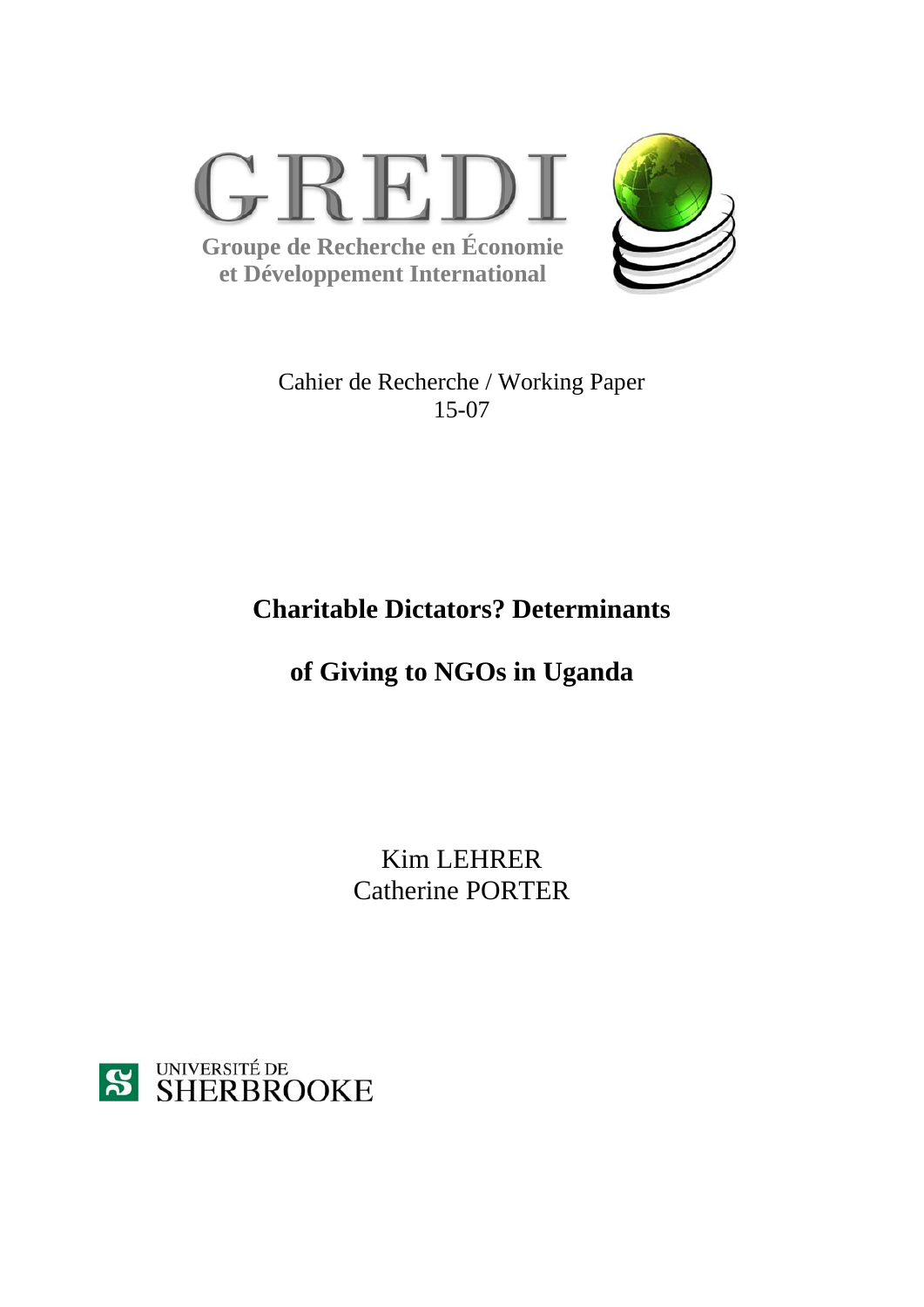GREDI

**Groupe de Recherche en Économie et Développement International**

Cahier de Recherche / Working Paper
15-07

# Charitable Dictators? Determinants of Giving to NGOs in Uganda

Kim LEHRER
Catherine PORTER

UNIVERSITÉ DE SHERBROOKE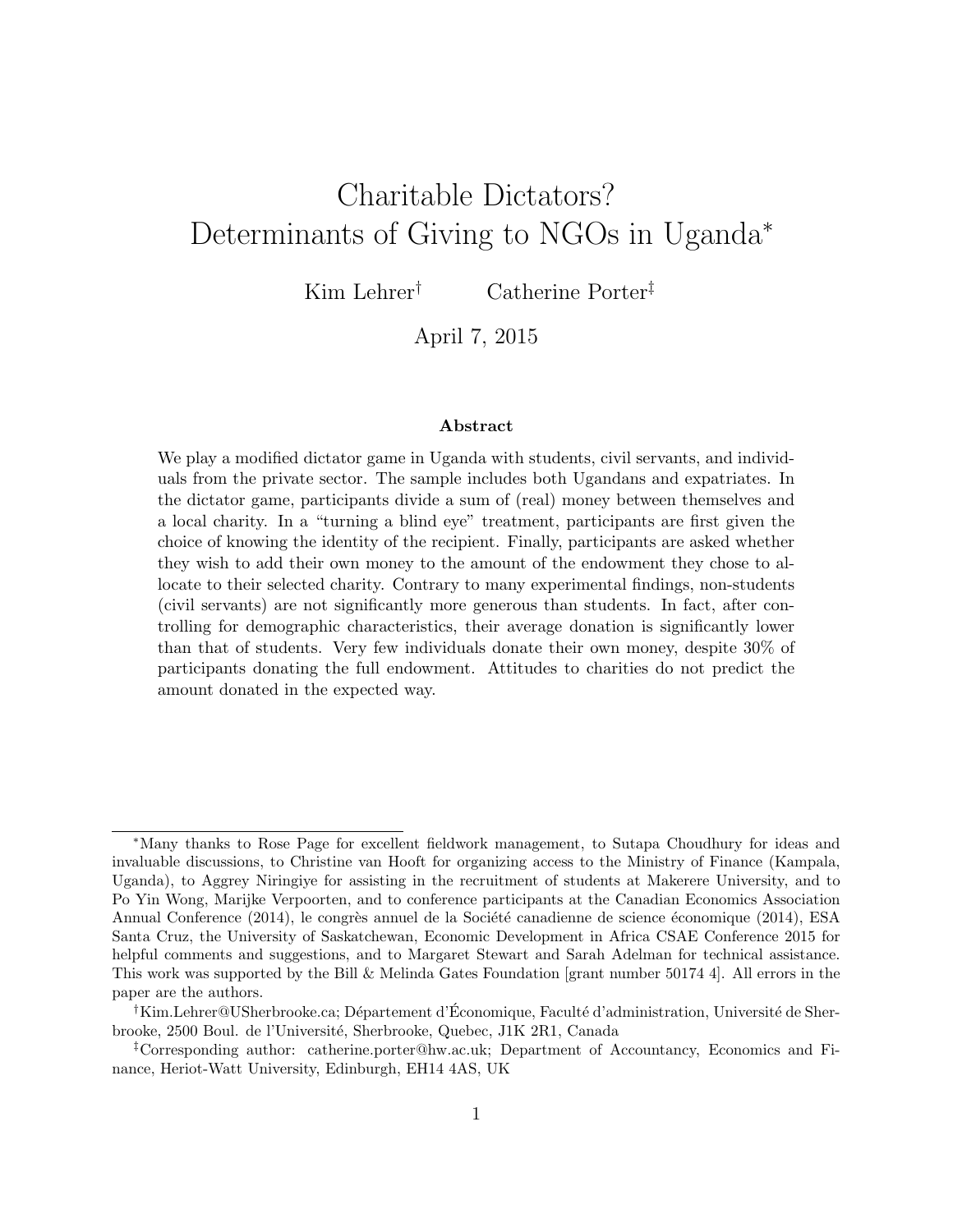# Charitable Dictators? Determinants of Giving to NGOs in Uganda*

Kim Lehrer† Catherine Porter‡

April 7, 2015

### Abstract

We play a modified dictator game in Uganda with students, civil servants, and individuals from the private sector. The sample includes both Ugandans and expatriates. In the dictator game, participants divide a sum of (real) money between themselves and a local charity. In a "turning a blind eye" treatment, participants are first given the choice of knowing the identity of the recipient. Finally, participants are asked whether they wish to add their own money to the amount of the endowment they chose to allocate to their selected charity. Contrary to many experimental findings, non-students (civil servants) are not significantly more generous than students. In fact, after controlling for demographic characteristics, their average donation is significantly lower than that of students. Very few individuals donate their own money, despite 30% of participants donating the full endowment. Attitudes to charities do not predict the amount donated in the expected way.

---

*Many thanks to Rose Page for excellent fieldwork management, to Sutapa Choudhury for ideas and invaluable discussions, to Christine van Hooft for organizing access to the Ministry of Finance (Kampala, Uganda), to Aggrey Niringiye for assisting in the recruitment of students at Makerere University, and to Po Yin Wong, Marijke Verpoorten, and to conference participants at the Canadian Economics Association Annual Conference (2014), le congrès annuel de la Société canadienne de science économique (2014), ESA Santa Cruz, the University of Saskatchewan, Economic Development in Africa CSAE Conference 2015 for helpful comments and suggestions, and to Margaret Stewart and Sarah Adelman for technical assistance. This work was supported by the Bill & Melinda Gates Foundation [grant number 50174 4]. All errors in the paper are the authors.

†Kim.Lehrer@USherbrooke.ca; Département d'Économique, Faculté d'administration, Université de Sherbrooke, 2500 Boul. de l'Université, Sherbrooke, Quebec, J1K 2R1, Canada

‡Corresponding author: catherine.porter@hw.ac.uk; Department of Accountancy, Economics and Finance, Heriot-Watt University, Edinburgh, EH14 4AS, UK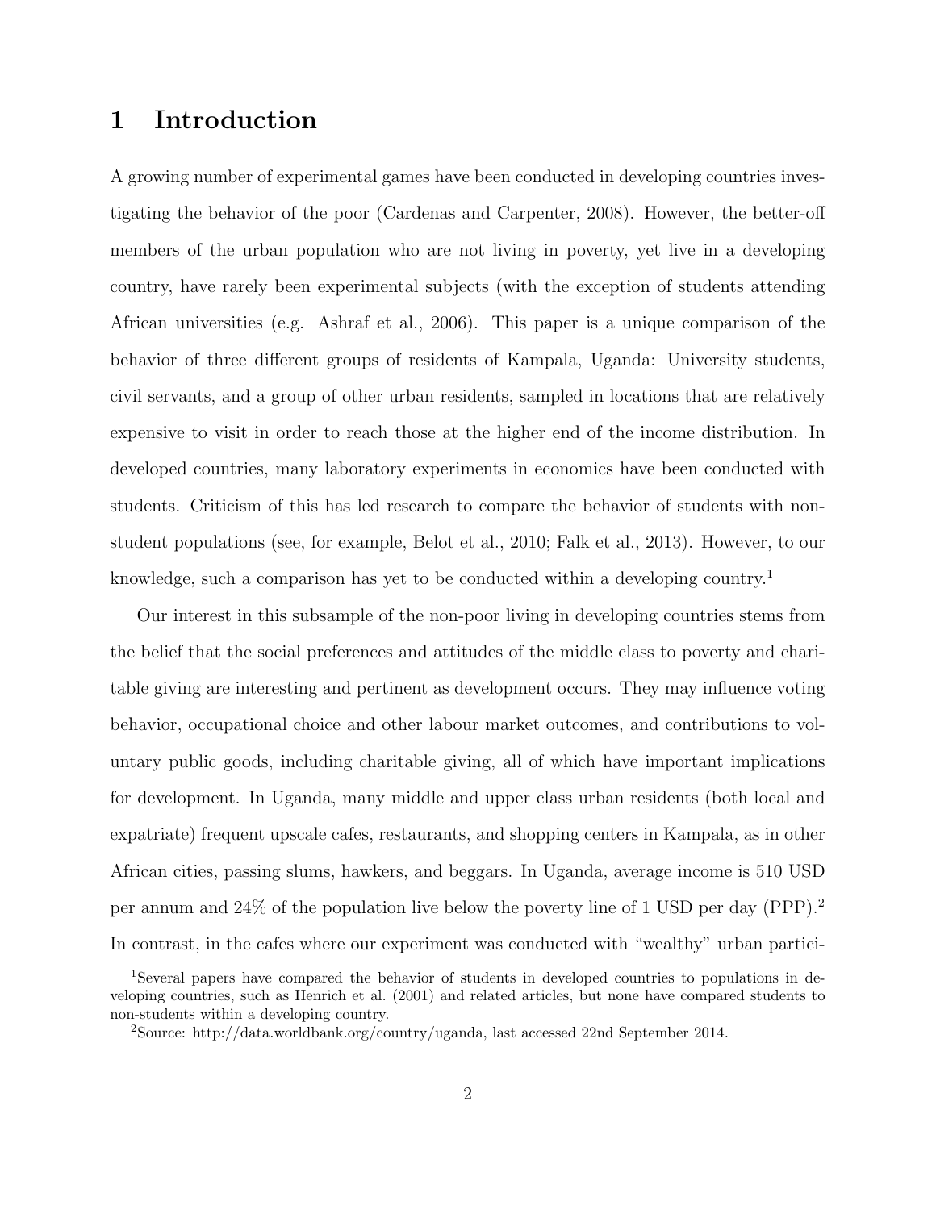# 1 Introduction

A growing number of experimental games have been conducted in developing countries investigating the behavior of the poor (Cardenas and Carpenter, 2008). However, the better-off members of the urban population who are not living in poverty, yet live in a developing country, have rarely been experimental subjects (with the exception of students attending African universities (e.g. Ashraf et al., 2006). This paper is a unique comparison of the behavior of three different groups of residents of Kampala, Uganda: University students, civil servants, and a group of other urban residents, sampled in locations that are relatively expensive to visit in order to reach those at the higher end of the income distribution. In developed countries, many laboratory experiments in economics have been conducted with students. Criticism of this has led research to compare the behavior of students with non-student populations (see, for example, Belot et al., 2010; Falk et al., 2013). However, to our knowledge, such a comparison has yet to be conducted within a developing country.[1]

Our interest in this subsample of the non-poor living in developing countries stems from the belief that the social preferences and attitudes of the middle class to poverty and charitable giving are interesting and pertinent as development occurs. They may influence voting behavior, occupational choice and other labour market outcomes, and contributions to voluntary public goods, including charitable giving, all of which have important implications for development. In Uganda, many middle and upper class urban residents (both local and expatriate) frequent upscale cafes, restaurants, and shopping centers in Kampala, as in other African cities, passing slums, hawkers, and beggars. In Uganda, average income is 510 USD per annum and 24% of the population live below the poverty line of 1 USD per day (PPP).[2] In contrast, in the cafes where our experiment was conducted with "wealthy" urban partici-

[1] Several papers have compared the behavior of students in developed countries to populations in developing countries, such as Henrich et al. (2001) and related articles, but none have compared students to non-students within a developing country.

[2] Source: http://data.worldbank.org/country/uganda, last accessed 22nd September 2014.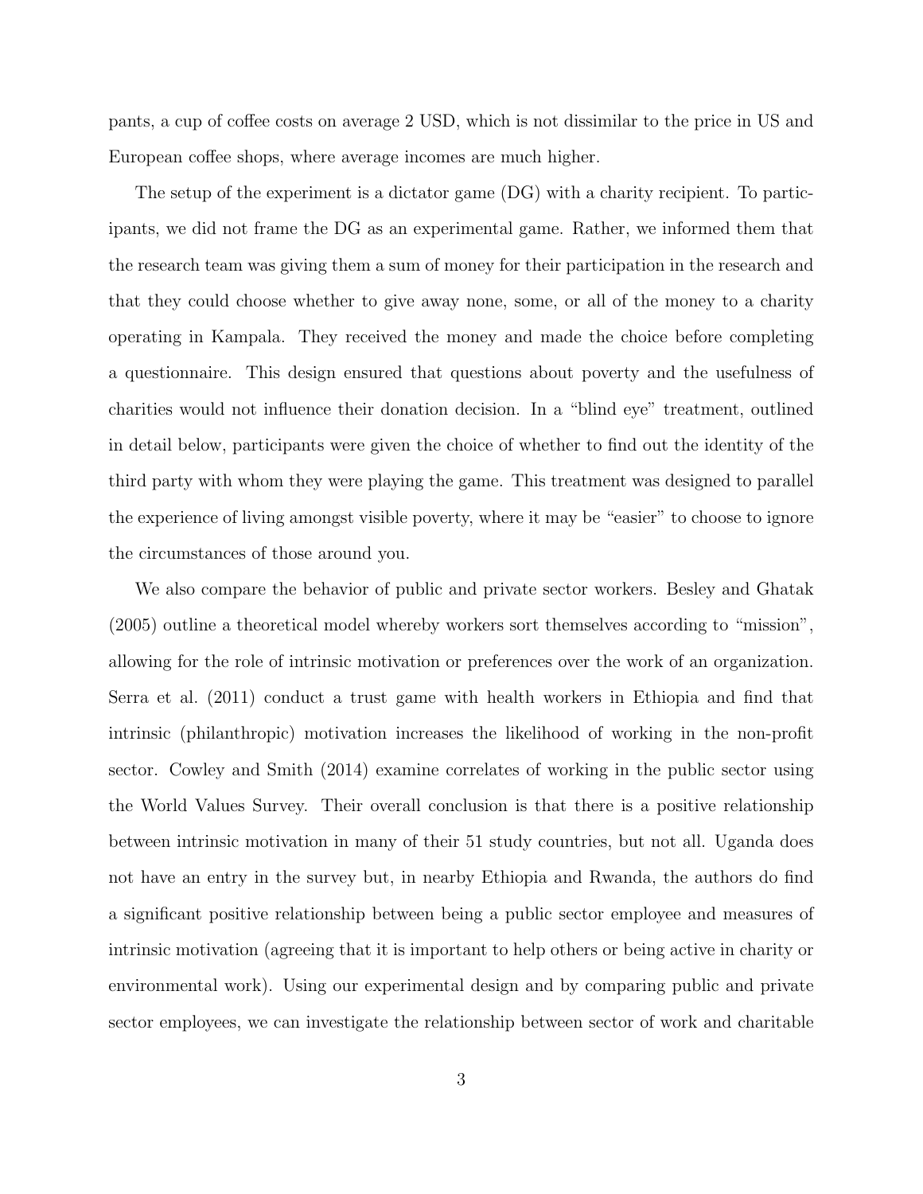pants, a cup of coffee costs on average 2 USD, which is not dissimilar to the price in US and European coffee shops, where average incomes are much higher.

The setup of the experiment is a dictator game (DG) with a charity recipient. To participants, we did not frame the DG as an experimental game. Rather, we informed them that the research team was giving them a sum of money for their participation in the research and that they could choose whether to give away none, some, or all of the money to a charity operating in Kampala. They received the money and made the choice before completing a questionnaire. This design ensured that questions about poverty and the usefulness of charities would not influence their donation decision. In a "blind eye" treatment, outlined in detail below, participants were given the choice of whether to find out the identity of the third party with whom they were playing the game. This treatment was designed to parallel the experience of living amongst visible poverty, where it may be "easier" to choose to ignore the circumstances of those around you.

We also compare the behavior of public and private sector workers. Besley and Ghatak (2005) outline a theoretical model whereby workers sort themselves according to "mission", allowing for the role of intrinsic motivation or preferences over the work of an organization. Serra et al. (2011) conduct a trust game with health workers in Ethiopia and find that intrinsic (philanthropic) motivation increases the likelihood of working in the non-profit sector. Cowley and Smith (2014) examine correlates of working in the public sector using the World Values Survey. Their overall conclusion is that there is a positive relationship between intrinsic motivation in many of their 51 study countries, but not all. Uganda does not have an entry in the survey but, in nearby Ethiopia and Rwanda, the authors do find a significant positive relationship between being a public sector employee and measures of intrinsic motivation (agreeing that it is important to help others or being active in charity or environmental work). Using our experimental design and by comparing public and private sector employees, we can investigate the relationship between sector of work and charitable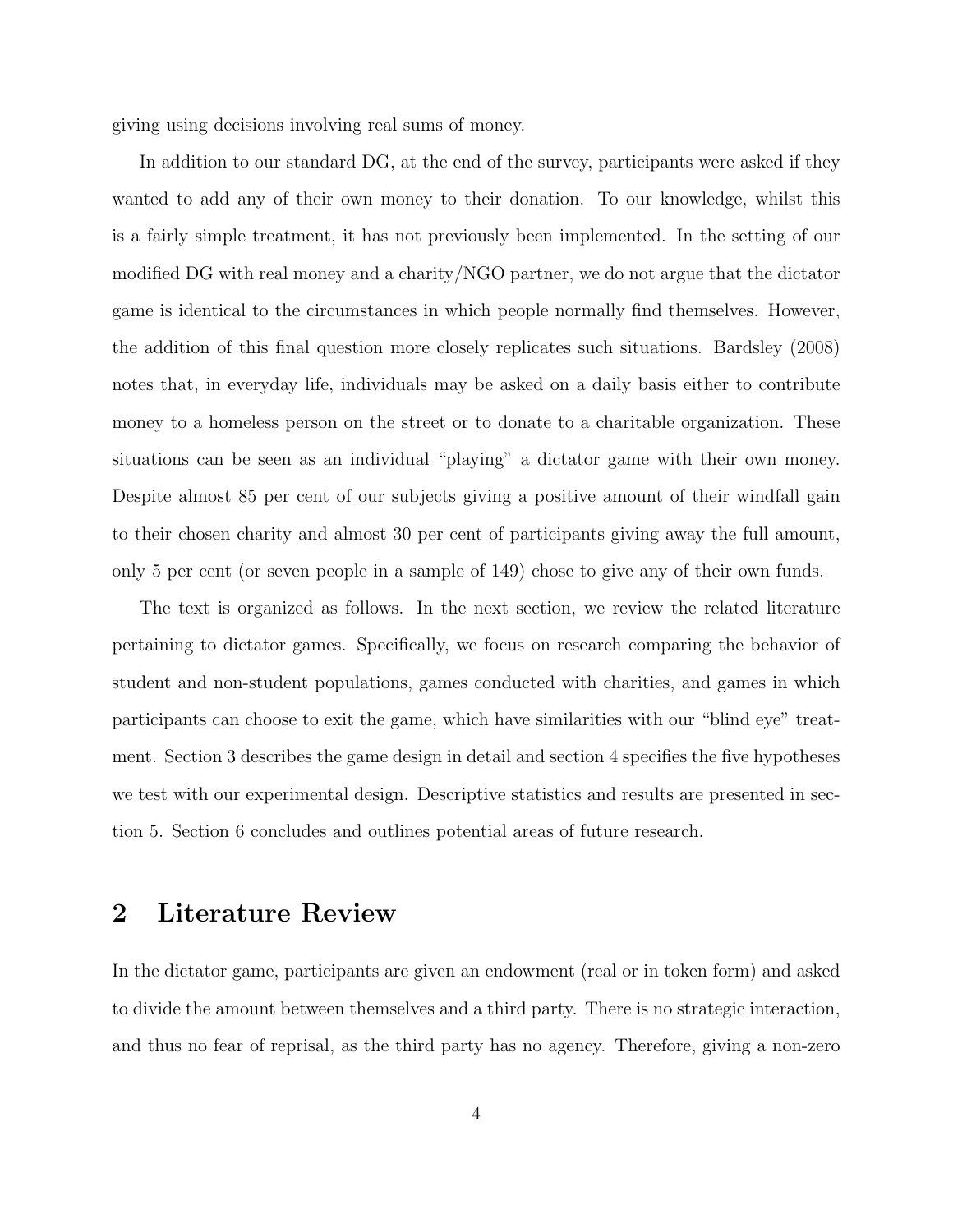giving using decisions involving real sums of money.

In addition to our standard DG, at the end of the survey, participants were asked if they wanted to add any of their own money to their donation. To our knowledge, whilst this is a fairly simple treatment, it has not previously been implemented. In the setting of our modified DG with real money and a charity/NGO partner, we do not argue that the dictator game is identical to the circumstances in which people normally find themselves. However, the addition of this final question more closely replicates such situations. Bardsley (2008) notes that, in everyday life, individuals may be asked on a daily basis either to contribute money to a homeless person on the street or to donate to a charitable organization. These situations can be seen as an individual "playing" a dictator game with their own money. Despite almost 85 per cent of our subjects giving a positive amount of their windfall gain to their chosen charity and almost 30 per cent of participants giving away the full amount, only 5 per cent (or seven people in a sample of 149) chose to give any of their own funds.

The text is organized as follows. In the next section, we review the related literature pertaining to dictator games. Specifically, we focus on research comparing the behavior of student and non-student populations, games conducted with charities, and games in which participants can choose to exit the game, which have similarities with our "blind eye" treatment. Section 3 describes the game design in detail and section 4 specifies the five hypotheses we test with our experimental design. Descriptive statistics and results are presented in section 5. Section 6 concludes and outlines potential areas of future research.

## 2 Literature Review

In the dictator game, participants are given an endowment (real or in token form) and asked to divide the amount between themselves and a third party. There is no strategic interaction, and thus no fear of reprisal, as the third party has no agency. Therefore, giving a non-zero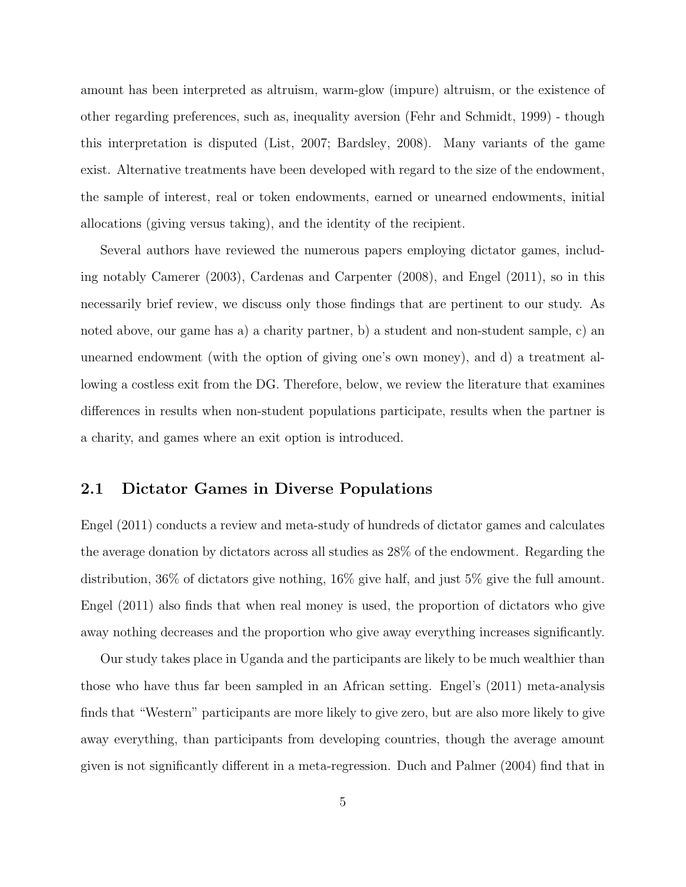amount has been interpreted as altruism, warm-glow (impure) altruism, or the existence of other regarding preferences, such as, inequality aversion (Fehr and Schmidt, 1999) - though this interpretation is disputed (List, 2007; Bardsley, 2008). Many variants of the game exist. Alternative treatments have been developed with regard to the size of the endowment, the sample of interest, real or token endowments, earned or unearned endowments, initial allocations (giving versus taking), and the identity of the recipient.

Several authors have reviewed the numerous papers employing dictator games, including notably Camerer (2003), Cardenas and Carpenter (2008), and Engel (2011), so in this necessarily brief review, we discuss only those findings that are pertinent to our study. As noted above, our game has a) a charity partner, b) a student and non-student sample, c) an unearned endowment (with the option of giving one's own money), and d) a treatment allowing a costless exit from the DG. Therefore, below, we review the literature that examines differences in results when non-student populations participate, results when the partner is a charity, and games where an exit option is introduced.

## 2.1 Dictator Games in Diverse Populations

Engel (2011) conducts a review and meta-study of hundreds of dictator games and calculates the average donation by dictators across all studies as 28% of the endowment. Regarding the distribution, 36% of dictators give nothing, 16% give half, and just 5% give the full amount. Engel (2011) also finds that when real money is used, the proportion of dictators who give away nothing decreases and the proportion who give away everything increases significantly.

Our study takes place in Uganda and the participants are likely to be much wealthier than those who have thus far been sampled in an African setting. Engel's (2011) meta-analysis finds that "Western" participants are more likely to give zero, but are also more likely to give away everything, than participants from developing countries, though the average amount given is not significantly different in a meta-regression. Duch and Palmer (2004) find that in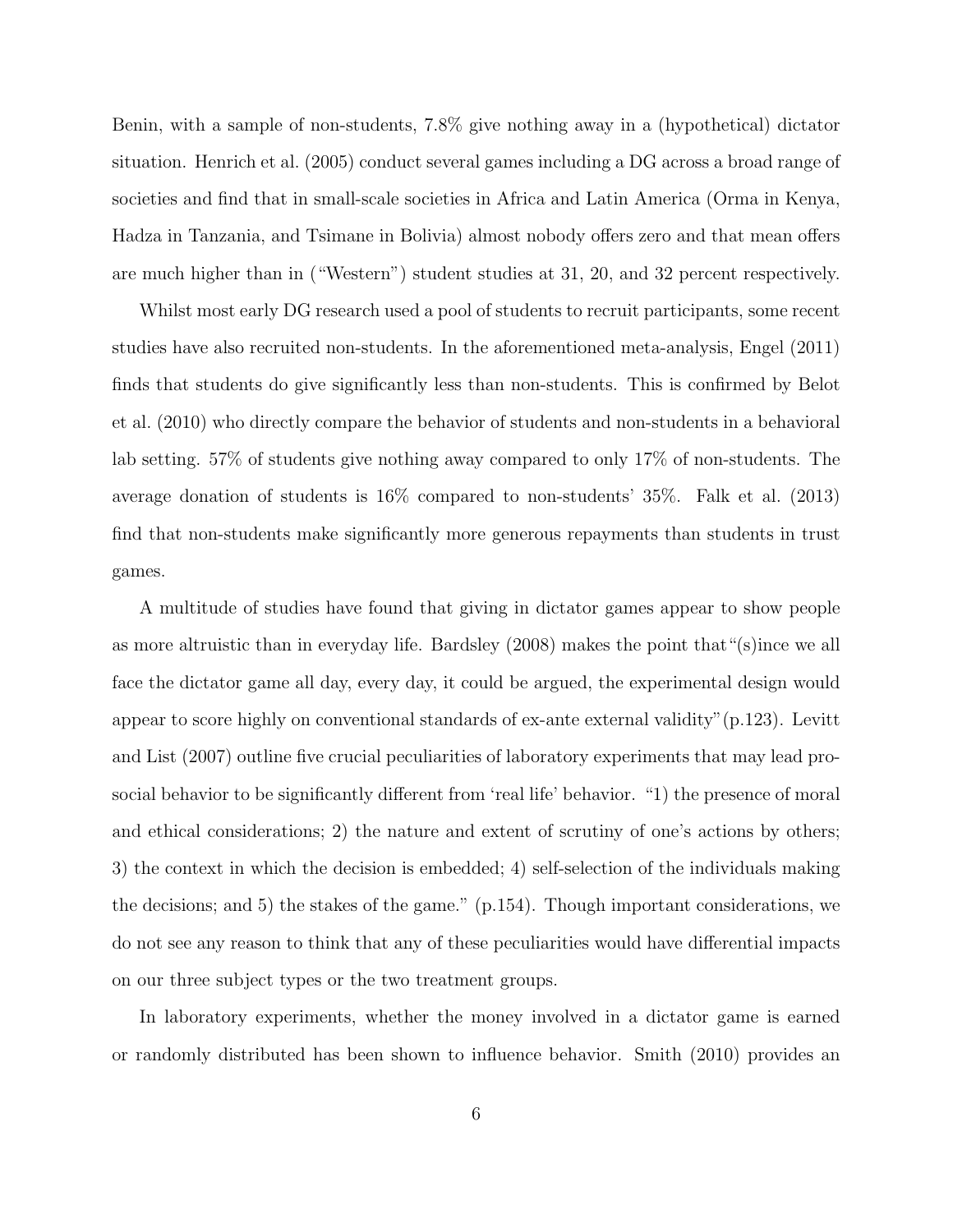Benin, with a sample of non-students, 7.8% give nothing away in a (hypothetical) dictator situation. Henrich et al. (2005) conduct several games including a DG across a broad range of societies and find that in small-scale societies in Africa and Latin America (Orma in Kenya, Hadza in Tanzania, and Tsimane in Bolivia) almost nobody offers zero and that mean offers are much higher than in ("Western") student studies at 31, 20, and 32 percent respectively.

Whilst most early DG research used a pool of students to recruit participants, some recent studies have also recruited non-students. In the aforementioned meta-analysis, Engel (2011) finds that students do give significantly less than non-students. This is confirmed by Belot et al. (2010) who directly compare the behavior of students and non-students in a behavioral lab setting. 57% of students give nothing away compared to only 17% of non-students. The average donation of students is 16% compared to non-students' 35%. Falk et al. (2013) find that non-students make significantly more generous repayments than students in trust games.

A multitude of studies have found that giving in dictator games appear to show people as more altruistic than in everyday life. Bardsley (2008) makes the point that "(s)ince we all face the dictator game all day, every day, it could be argued, the experimental design would appear to score highly on conventional standards of ex-ante external validity" (p.123). Levitt and List (2007) outline five crucial peculiarities of laboratory experiments that may lead pro-social behavior to be significantly different from 'real life' behavior. "1) the presence of moral and ethical considerations; 2) the nature and extent of scrutiny of one's actions by others; 3) the context in which the decision is embedded; 4) self-selection of the individuals making the decisions; and 5) the stakes of the game." (p.154). Though important considerations, we do not see any reason to think that any of these peculiarities would have differential impacts on our three subject types or the two treatment groups.

In laboratory experiments, whether the money involved in a dictator game is earned or randomly distributed has been shown to influence behavior. Smith (2010) provides an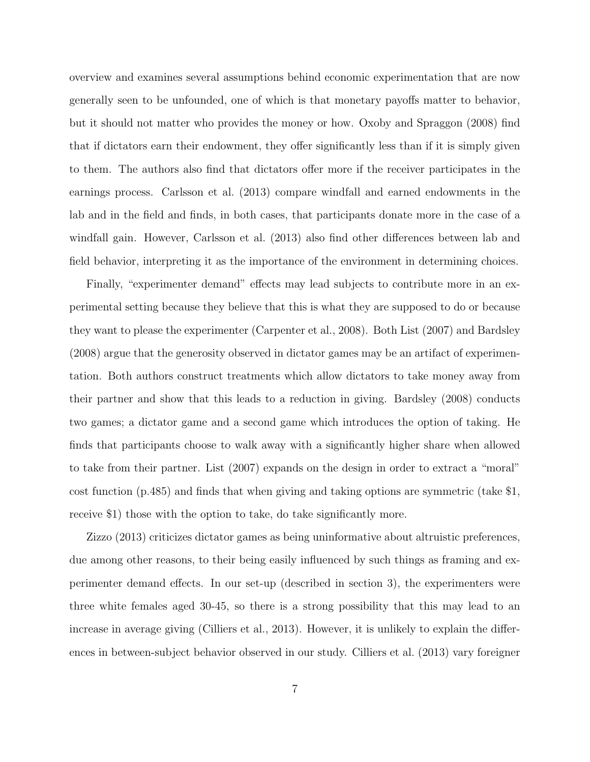overview and examines several assumptions behind economic experimentation that are now generally seen to be unfounded, one of which is that monetary payoffs matter to behavior, but it should not matter who provides the money or how. Oxoby and Spraggon (2008) find that if dictators earn their endowment, they offer significantly less than if it is simply given to them. The authors also find that dictators offer more if the receiver participates in the earnings process. Carlsson et al. (2013) compare windfall and earned endowments in the lab and in the field and finds, in both cases, that participants donate more in the case of a windfall gain. However, Carlsson et al. (2013) also find other differences between lab and field behavior, interpreting it as the importance of the environment in determining choices.

Finally, "experimenter demand" effects may lead subjects to contribute more in an experimental setting because they believe that this is what they are supposed to do or because they want to please the experimenter (Carpenter et al., 2008). Both List (2007) and Bardsley (2008) argue that the generosity observed in dictator games may be an artifact of experimentation. Both authors construct treatments which allow dictators to take money away from their partner and show that this leads to a reduction in giving. Bardsley (2008) conducts two games; a dictator game and a second game which introduces the option of taking. He finds that participants choose to walk away with a significantly higher share when allowed to take from their partner. List (2007) expands on the design in order to extract a "moral" cost function (p.485) and finds that when giving and taking options are symmetric (take $1, receive $1) those with the option to take, do take significantly more.

Zizzo (2013) criticizes dictator games as being uninformative about altruistic preferences, due among other reasons, to their being easily influenced by such things as framing and experimenter demand effects. In our set-up (described in section 3), the experimenters were three white females aged 30-45, so there is a strong possibility that this may lead to an increase in average giving (Cilliers et al., 2013). However, it is unlikely to explain the differences in between-subject behavior observed in our study. Cilliers et al. (2013) vary foreigner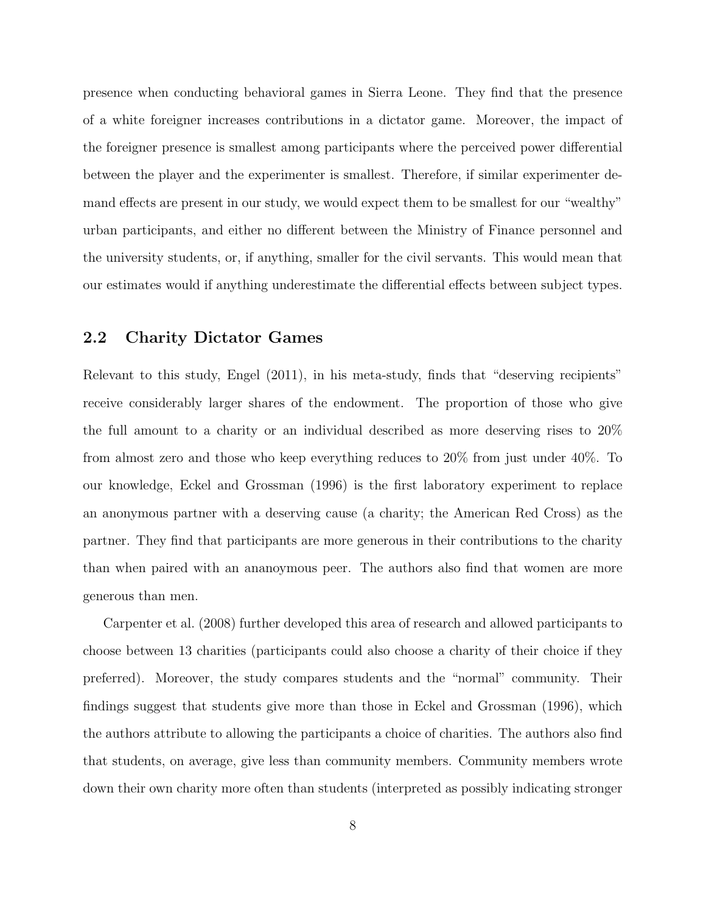presence when conducting behavioral games in Sierra Leone. They find that the presence of a white foreigner increases contributions in a dictator game. Moreover, the impact of the foreigner presence is smallest among participants where the perceived power differential between the player and the experimenter is smallest. Therefore, if similar experimenter demand effects are present in our study, we would expect them to be smallest for our "wealthy" urban participants, and either no different between the Ministry of Finance personnel and the university students, or, if anything, smaller for the civil servants. This would mean that our estimates would if anything underestimate the differential effects between subject types.

## 2.2 Charity Dictator Games

Relevant to this study, Engel (2011), in his meta-study, finds that "deserving recipients" receive considerably larger shares of the endowment. The proportion of those who give the full amount to a charity or an individual described as more deserving rises to 20% from almost zero and those who keep everything reduces to 20% from just under 40%. To our knowledge, Eckel and Grossman (1996) is the first laboratory experiment to replace an anonymous partner with a deserving cause (a charity; the American Red Cross) as the partner. They find that participants are more generous in their contributions to the charity than when paired with an ananoymous peer. The authors also find that women are more generous than men.

Carpenter et al. (2008) further developed this area of research and allowed participants to choose between 13 charities (participants could also choose a charity of their choice if they preferred). Moreover, the study compares students and the "normal" community. Their findings suggest that students give more than those in Eckel and Grossman (1996), which the authors attribute to allowing the participants a choice of charities. The authors also find that students, on average, give less than community members. Community members wrote down their own charity more often than students (interpreted as possibly indicating stronger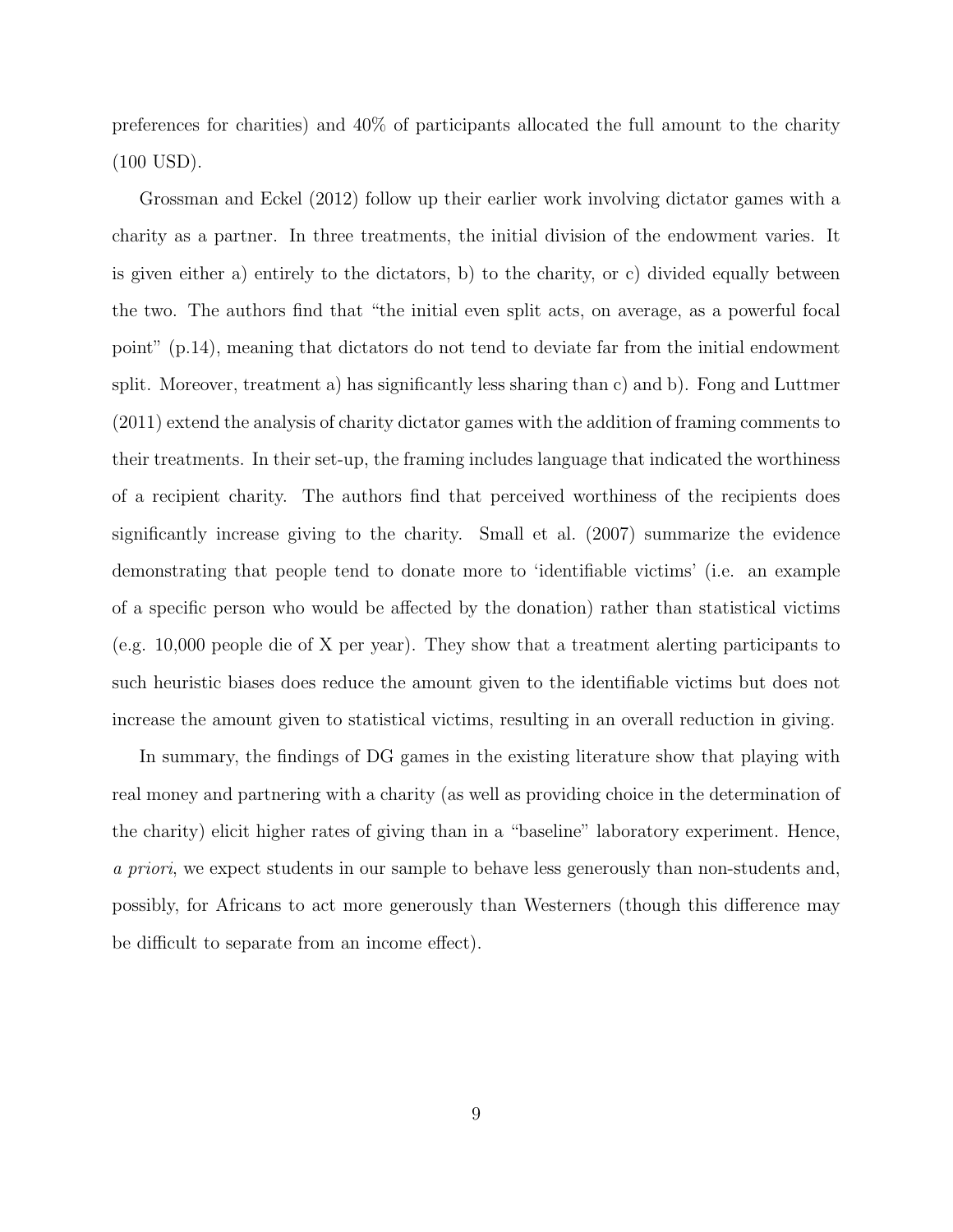preferences for charities) and 40% of participants allocated the full amount to the charity (100 USD).

Grossman and Eckel (2012) follow up their earlier work involving dictator games with a charity as a partner. In three treatments, the initial division of the endowment varies. It is given either a) entirely to the dictators, b) to the charity, or c) divided equally between the two. The authors find that "the initial even split acts, on average, as a powerful focal point" (p.14), meaning that dictators do not tend to deviate far from the initial endowment split. Moreover, treatment a) has significantly less sharing than c) and b). Fong and Luttmer (2011) extend the analysis of charity dictator games with the addition of framing comments to their treatments. In their set-up, the framing includes language that indicated the worthiness of a recipient charity. The authors find that perceived worthiness of the recipients does significantly increase giving to the charity. Small et al. (2007) summarize the evidence demonstrating that people tend to donate more to 'identifiable victims' (i.e. an example of a specific person who would be affected by the donation) rather than statistical victims (e.g. 10,000 people die of X per year). They show that a treatment alerting participants to such heuristic biases does reduce the amount given to the identifiable victims but does not increase the amount given to statistical victims, resulting in an overall reduction in giving.

In summary, the findings of DG games in the existing literature show that playing with real money and partnering with a charity (as well as providing choice in the determination of the charity) elicit higher rates of giving than in a "baseline" laboratory experiment. Hence, *a priori*, we expect students in our sample to behave less generously than non-students and, possibly, for Africans to act more generously than Westerners (though this difference may be difficult to separate from an income effect).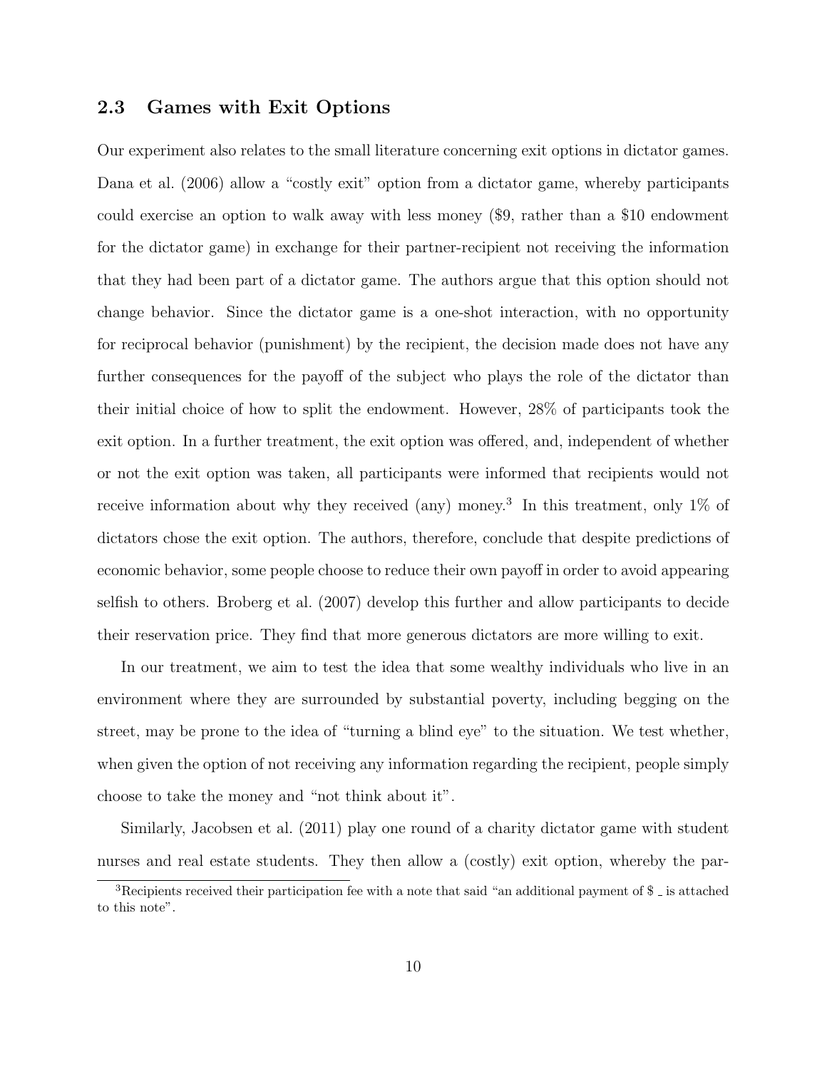### 2.3 Games with Exit Options

Our experiment also relates to the small literature concerning exit options in dictator games. Dana et al. (2006) allow a "costly exit" option from a dictator game, whereby participants could exercise an option to walk away with less money ($9, rather than a $10 endowment for the dictator game) in exchange for their partner-recipient not receiving the information that they had been part of a dictator game. The authors argue that this option should not change behavior. Since the dictator game is a one-shot interaction, with no opportunity for reciprocal behavior (punishment) by the recipient, the decision made does not have any further consequences for the payoff of the subject who plays the role of the dictator than their initial choice of how to split the endowment. However, 28% of participants took the exit option. In a further treatment, the exit option was offered, and, independent of whether or not the exit option was taken, all participants were informed that recipients would not receive information about why they received (any) money.[3] In this treatment, only 1% of dictators chose the exit option. The authors, therefore, conclude that despite predictions of economic behavior, some people choose to reduce their own payoff in order to avoid appearing selfish to others. Broberg et al. (2007) develop this further and allow participants to decide their reservation price. They find that more generous dictators are more willing to exit.

In our treatment, we aim to test the idea that some wealthy individuals who live in an environment where they are surrounded by substantial poverty, including begging on the street, may be prone to the idea of "turning a blind eye" to the situation. We test whether, when given the option of not receiving any information regarding the recipient, people simply choose to take the money and "not think about it".

Similarly, Jacobsen et al. (2011) play one round of a charity dictator game with student nurses and real estate students. They then allow a (costly) exit option, whereby the par-

[3] Recipients received their participation fee with a note that said "an additional payment of $ _ is attached to this note".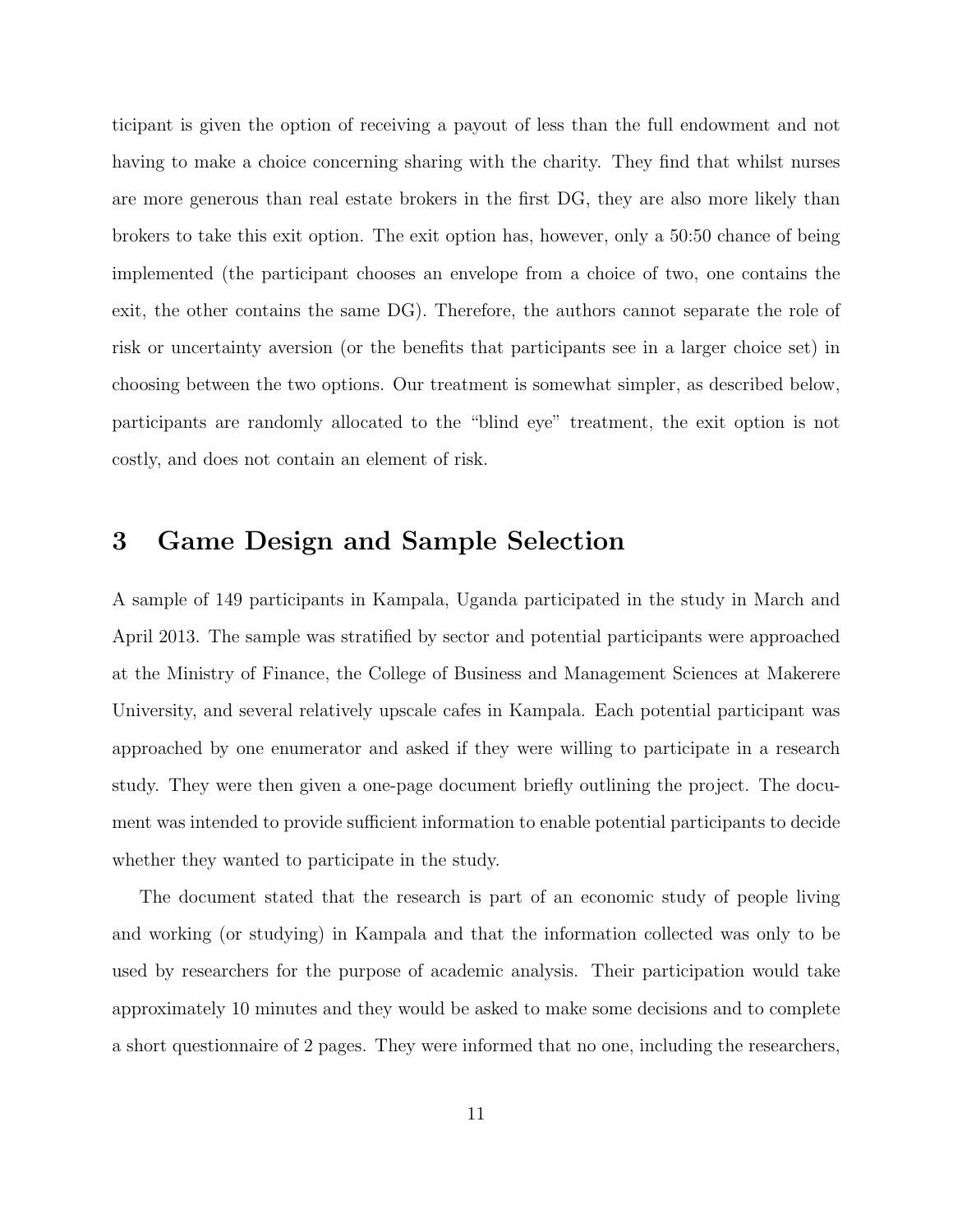ticipant is given the option of receiving a payout of less than the full endowment and not having to make a choice concerning sharing with the charity. They find that whilst nurses are more generous than real estate brokers in the first DG, they are also more likely than brokers to take this exit option. The exit option has, however, only a 50:50 chance of being implemented (the participant chooses an envelope from a choice of two, one contains the exit, the other contains the same DG). Therefore, the authors cannot separate the role of risk or uncertainty aversion (or the benefits that participants see in a larger choice set) in choosing between the two options. Our treatment is somewhat simpler, as described below, participants are randomly allocated to the "blind eye" treatment, the exit option is not costly, and does not contain an element of risk.

# 3 Game Design and Sample Selection

A sample of 149 participants in Kampala, Uganda participated in the study in March and April 2013. The sample was stratified by sector and potential participants were approached at the Ministry of Finance, the College of Business and Management Sciences at Makerere University, and several relatively upscale cafes in Kampala. Each potential participant was approached by one enumerator and asked if they were willing to participate in a research study. They were then given a one-page document briefly outlining the project. The document was intended to provide sufficient information to enable potential participants to decide whether they wanted to participate in the study.

The document stated that the research is part of an economic study of people living and working (or studying) in Kampala and that the information collected was only to be used by researchers for the purpose of academic analysis. Their participation would take approximately 10 minutes and they would be asked to make some decisions and to complete a short questionnaire of 2 pages. They were informed that no one, including the researchers,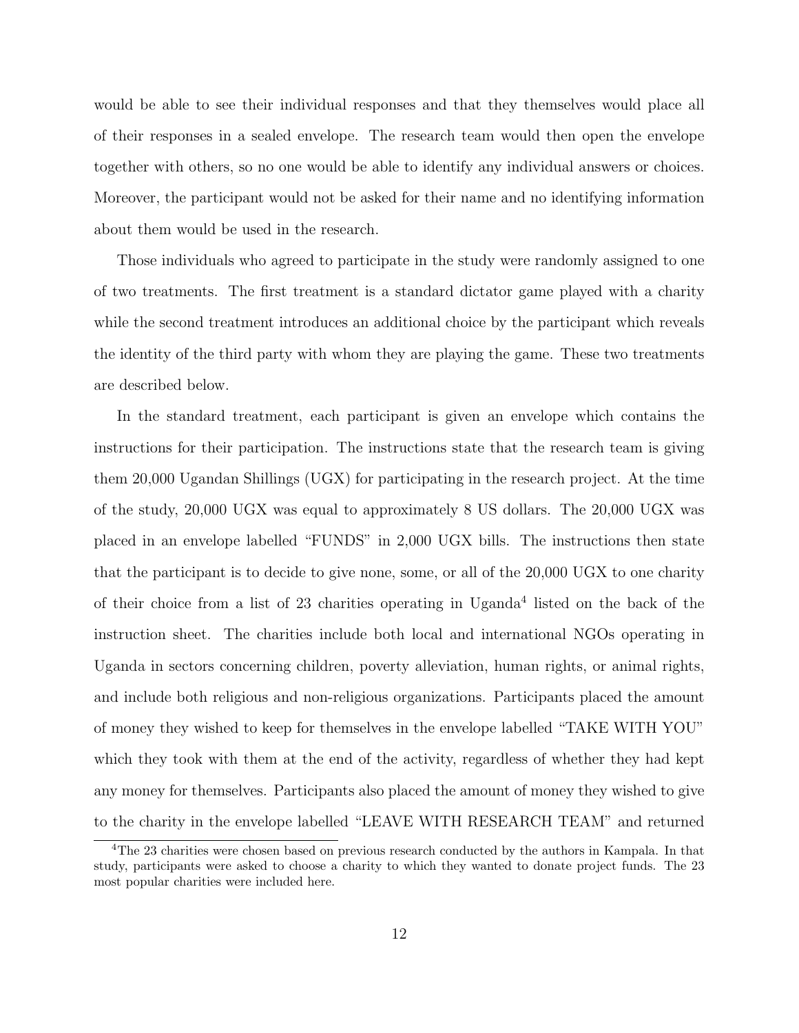would be able to see their individual responses and that they themselves would place all of their responses in a sealed envelope. The research team would then open the envelope together with others, so no one would be able to identify any individual answers or choices. Moreover, the participant would not be asked for their name and no identifying information about them would be used in the research.

Those individuals who agreed to participate in the study were randomly assigned to one of two treatments. The first treatment is a standard dictator game played with a charity while the second treatment introduces an additional choice by the participant which reveals the identity of the third party with whom they are playing the game. These two treatments are described below.

In the standard treatment, each participant is given an envelope which contains the instructions for their participation. The instructions state that the research team is giving them 20,000 Ugandan Shillings (UGX) for participating in the research project. At the time of the study, 20,000 UGX was equal to approximately 8 US dollars. The 20,000 UGX was placed in an envelope labelled "FUNDS" in 2,000 UGX bills. The instructions then state that the participant is to decide to give none, some, or all of the 20,000 UGX to one charity of their choice from a list of 23 charities operating in Uganda[4] listed on the back of the instruction sheet. The charities include both local and international NGOs operating in Uganda in sectors concerning children, poverty alleviation, human rights, or animal rights, and include both religious and non-religious organizations. Participants placed the amount of money they wished to keep for themselves in the envelope labelled "TAKE WITH YOU" which they took with them at the end of the activity, regardless of whether they had kept any money for themselves. Participants also placed the amount of money they wished to give to the charity in the envelope labelled "LEAVE WITH RESEARCH TEAM" and returned

[4] The 23 charities were chosen based on previous research conducted by the authors in Kampala. In that study, participants were asked to choose a charity to which they wanted to donate project funds. The 23 most popular charities were included here.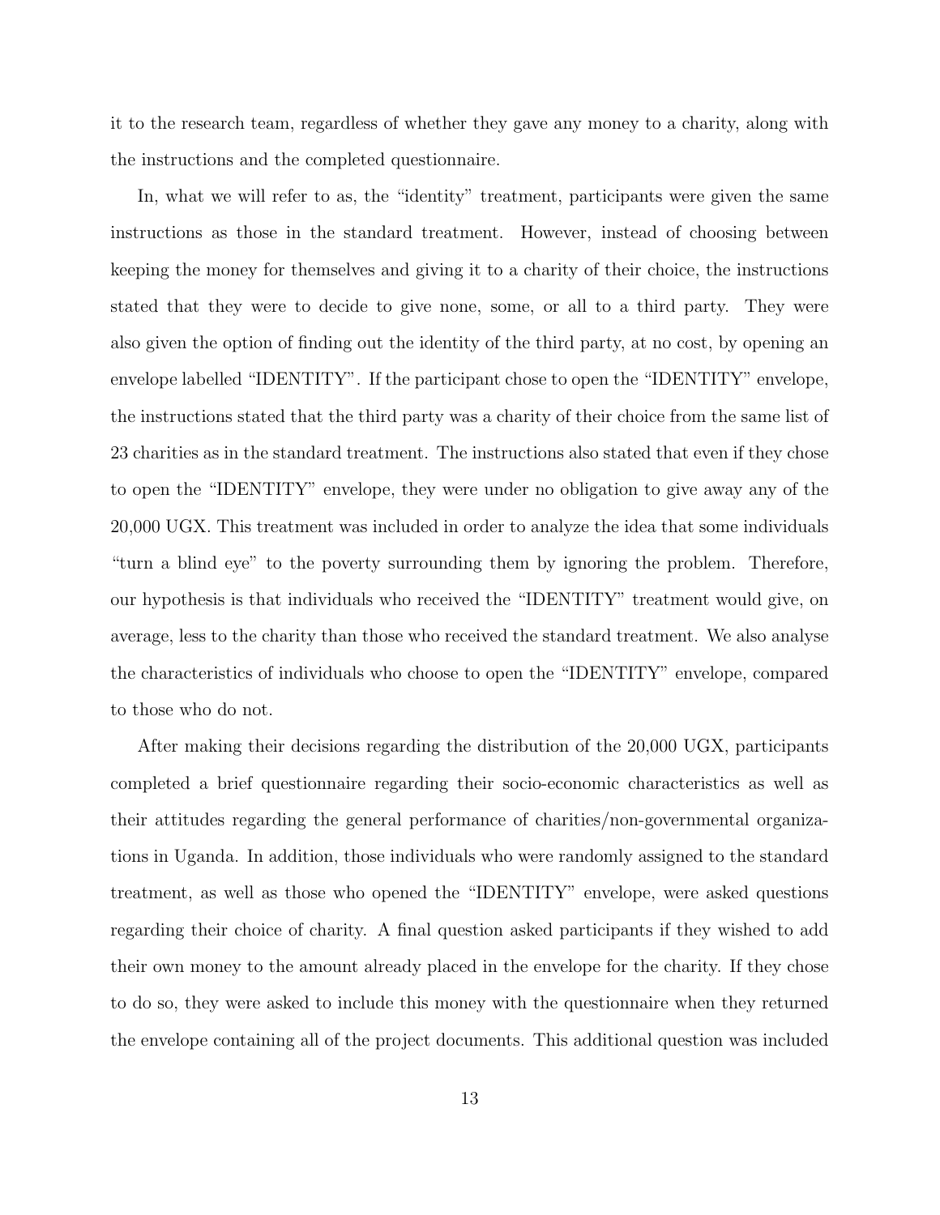it to the research team, regardless of whether they gave any money to a charity, along with the instructions and the completed questionnaire.

In, what we will refer to as, the "identity" treatment, participants were given the same instructions as those in the standard treatment. However, instead of choosing between keeping the money for themselves and giving it to a charity of their choice, the instructions stated that they were to decide to give none, some, or all to a third party. They were also given the option of finding out the identity of the third party, at no cost, by opening an envelope labelled "IDENTITY". If the participant chose to open the "IDENTITY" envelope, the instructions stated that the third party was a charity of their choice from the same list of 23 charities as in the standard treatment. The instructions also stated that even if they chose to open the "IDENTITY" envelope, they were under no obligation to give away any of the 20,000 UGX. This treatment was included in order to analyze the idea that some individuals "turn a blind eye" to the poverty surrounding them by ignoring the problem. Therefore, our hypothesis is that individuals who received the "IDENTITY" treatment would give, on average, less to the charity than those who received the standard treatment. We also analyse the characteristics of individuals who choose to open the "IDENTITY" envelope, compared to those who do not.

After making their decisions regarding the distribution of the 20,000 UGX, participants completed a brief questionnaire regarding their socio-economic characteristics as well as their attitudes regarding the general performance of charities/non-governmental organizations in Uganda. In addition, those individuals who were randomly assigned to the standard treatment, as well as those who opened the "IDENTITY" envelope, were asked questions regarding their choice of charity. A final question asked participants if they wished to add their own money to the amount already placed in the envelope for the charity. If they chose to do so, they were asked to include this money with the questionnaire when they returned the envelope containing all of the project documents. This additional question was included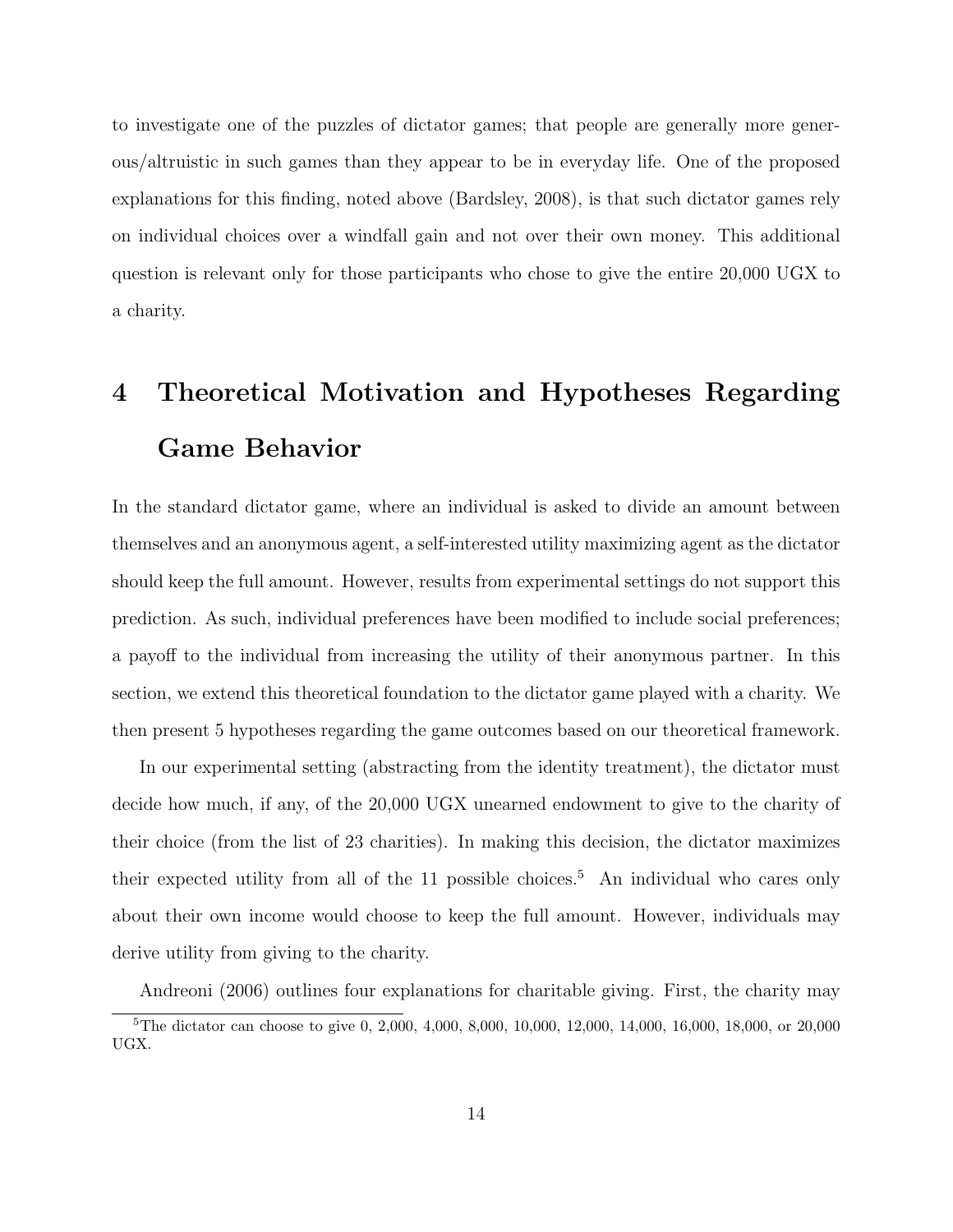to investigate one of the puzzles of dictator games; that people are generally more generous/altruistic in such games than they appear to be in everyday life. One of the proposed explanations for this finding, noted above (Bardsley, 2008), is that such dictator games rely on individual choices over a windfall gain and not over their own money. This additional question is relevant only for those participants who chose to give the entire 20,000 UGX to a charity.

# 4 Theoretical Motivation and Hypotheses Regarding Game Behavior

In the standard dictator game, where an individual is asked to divide an amount between themselves and an anonymous agent, a self-interested utility maximizing agent as the dictator should keep the full amount. However, results from experimental settings do not support this prediction. As such, individual preferences have been modified to include social preferences; a payoff to the individual from increasing the utility of their anonymous partner. In this section, we extend this theoretical foundation to the dictator game played with a charity. We then present 5 hypotheses regarding the game outcomes based on our theoretical framework.

In our experimental setting (abstracting from the identity treatment), the dictator must decide how much, if any, of the 20,000 UGX unearned endowment to give to the charity of their choice (from the list of 23 charities). In making this decision, the dictator maximizes their expected utility from all of the 11 possible choices.[5] An individual who cares only about their own income would choose to keep the full amount. However, individuals may derive utility from giving to the charity.

Andreoni (2006) outlines four explanations for charitable giving. First, the charity may

[5]The dictator can choose to give 0, 2,000, 4,000, 8,000, 10,000, 12,000, 14,000, 16,000, 18,000, or 20,000 UGX.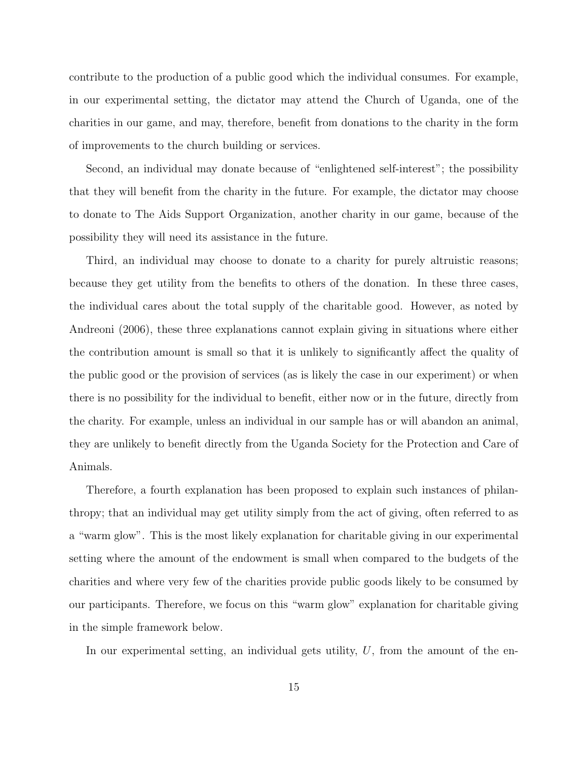contribute to the production of a public good which the individual consumes. For example, in our experimental setting, the dictator may attend the Church of Uganda, one of the charities in our game, and may, therefore, benefit from donations to the charity in the form of improvements to the church building or services.

Second, an individual may donate because of "enlightened self-interest"; the possibility that they will benefit from the charity in the future. For example, the dictator may choose to donate to The Aids Support Organization, another charity in our game, because of the possibility they will need its assistance in the future.

Third, an individual may choose to donate to a charity for purely altruistic reasons; because they get utility from the benefits to others of the donation. In these three cases, the individual cares about the total supply of the charitable good. However, as noted by Andreoni (2006), these three explanations cannot explain giving in situations where either the contribution amount is small so that it is unlikely to significantly affect the quality of the public good or the provision of services (as is likely the case in our experiment) or when there is no possibility for the individual to benefit, either now or in the future, directly from the charity. For example, unless an individual in our sample has or will abandon an animal, they are unlikely to benefit directly from the Uganda Society for the Protection and Care of Animals.

Therefore, a fourth explanation has been proposed to explain such instances of philanthropy; that an individual may get utility simply from the act of giving, often referred to as a "warm glow". This is the most likely explanation for charitable giving in our experimental setting where the amount of the endowment is small when compared to the budgets of the charities and where very few of the charities provide public goods likely to be consumed by our participants. Therefore, we focus on this "warm glow" explanation for charitable giving in the simple framework below.

In our experimental setting, an individual gets utility, $U$, from the amount of the en-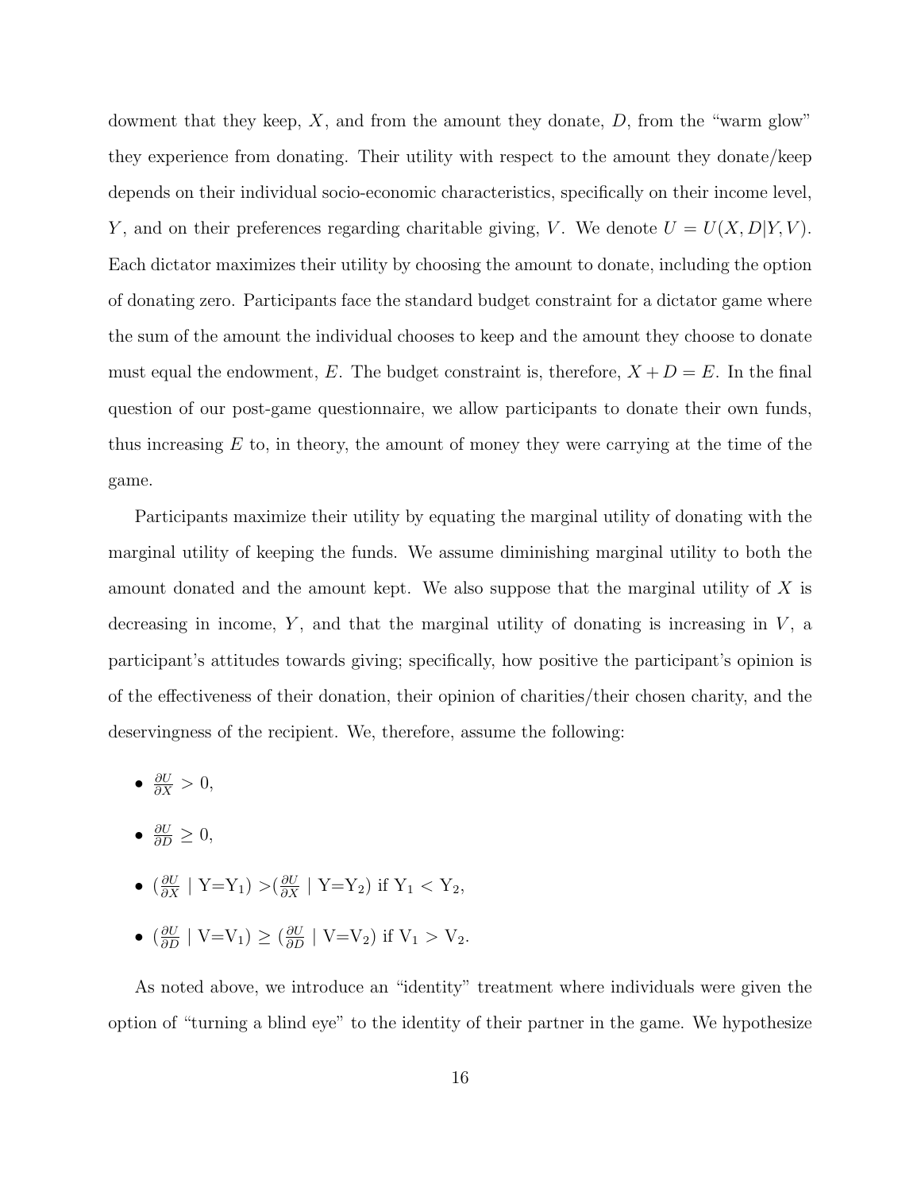dowment that they keep, $X$, and from the amount they donate, $D$, from the "warm glow" they experience from donating. Their utility with respect to the amount they donate/keep depends on their individual socio-economic characteristics, specifically on their income level, $Y$, and on their preferences regarding charitable giving, $V$. We denote $U = U(X, D|Y, V)$. Each dictator maximizes their utility by choosing the amount to donate, including the option of donating zero. Participants face the standard budget constraint for a dictator game where the sum of the amount the individual chooses to keep and the amount they choose to donate must equal the endowment, $E$. The budget constraint is, therefore, $X + D = E$. In the final question of our post-game questionnaire, we allow participants to donate their own funds, thus increasing $E$ to, in theory, the amount of money they were carrying at the time of the game.

Participants maximize their utility by equating the marginal utility of donating with the marginal utility of keeping the funds. We assume diminishing marginal utility to both the amount donated and the amount kept. We also suppose that the marginal utility of $X$ is decreasing in income, $Y$, and that the marginal utility of donating is increasing in $V$, a participant's attitudes towards giving; specifically, how positive the participant's opinion is of the effectiveness of their donation, their opinion of charities/their chosen charity, and the deservingness of the recipient. We, therefore, assume the following:

- $\frac{\partial U}{\partial X} > 0$,
- $\frac{\partial U}{\partial D} \geq 0$,
- $(\frac{\partial U}{\partial X} \mid \text{Y=Y}_1) > (\frac{\partial U}{\partial X} \mid \text{Y=Y}_2)$ if $\text{Y}_1 < \text{Y}_2$,
- $(\frac{\partial U}{\partial D} \mid \text{V=V}_1) \geq (\frac{\partial U}{\partial D} \mid \text{V=V}_2)$ if $\text{V}_1 > \text{V}_2$.

As noted above, we introduce an "identity" treatment where individuals were given the option of "turning a blind eye" to the identity of their partner in the game. We hypothesize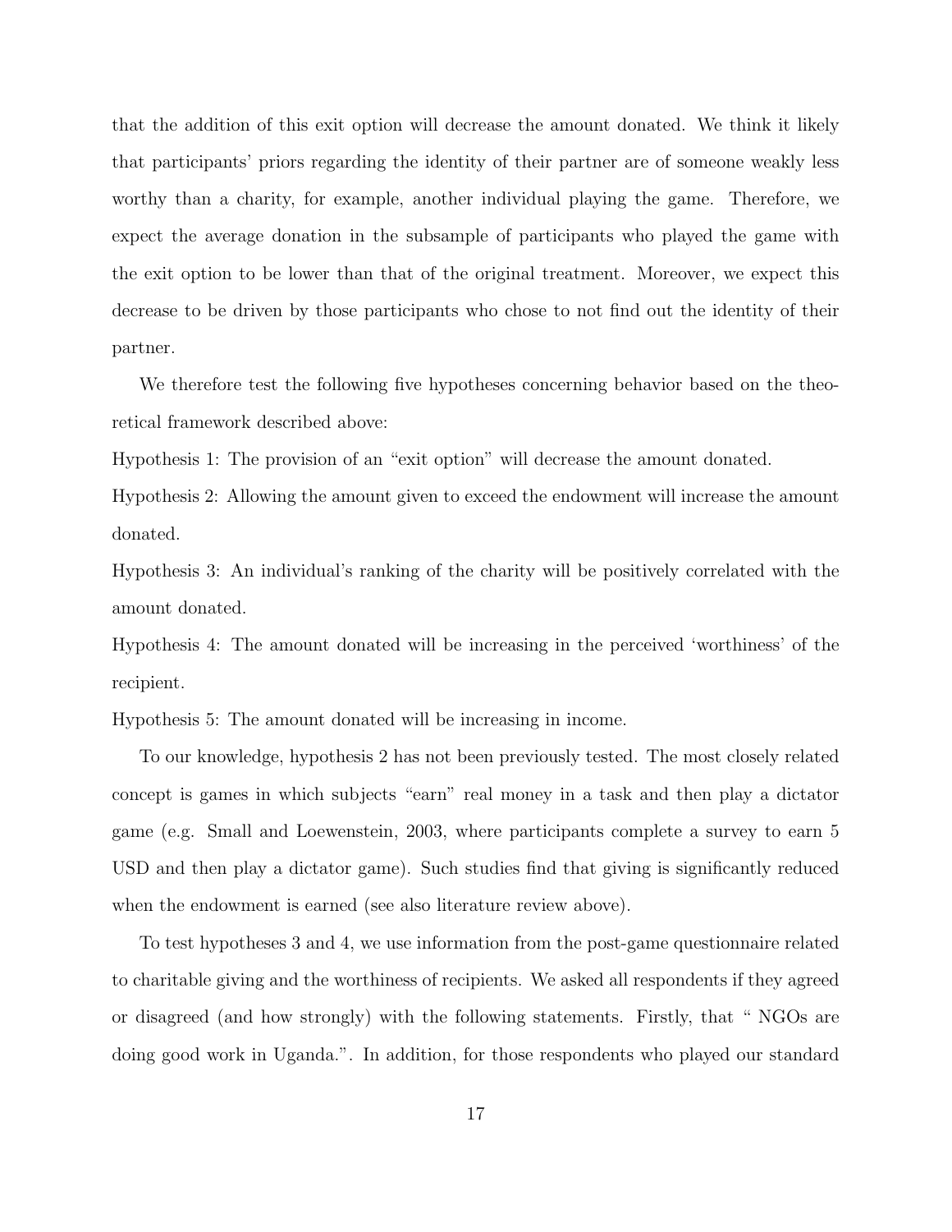that the addition of this exit option will decrease the amount donated. We think it likely that participants' priors regarding the identity of their partner are of someone weakly less worthy than a charity, for example, another individual playing the game. Therefore, we expect the average donation in the subsample of participants who played the game with the exit option to be lower than that of the original treatment. Moreover, we expect this decrease to be driven by those participants who chose to not find out the identity of their partner.

We therefore test the following five hypotheses concerning behavior based on the theoretical framework described above:

Hypothesis 1: The provision of an "exit option" will decrease the amount donated.

Hypothesis 2: Allowing the amount given to exceed the endowment will increase the amount donated.

Hypothesis 3: An individual's ranking of the charity will be positively correlated with the amount donated.

Hypothesis 4: The amount donated will be increasing in the perceived 'worthiness' of the recipient.

Hypothesis 5: The amount donated will be increasing in income.

To our knowledge, hypothesis 2 has not been previously tested. The most closely related concept is games in which subjects "earn" real money in a task and then play a dictator game (e.g. Small and Loewenstein, 2003, where participants complete a survey to earn 5 USD and then play a dictator game). Such studies find that giving is significantly reduced when the endowment is earned (see also literature review above).

To test hypotheses 3 and 4, we use information from the post-game questionnaire related to charitable giving and the worthiness of recipients. We asked all respondents if they agreed or disagreed (and how strongly) with the following statements. Firstly, that " NGOs are doing good work in Uganda.". In addition, for those respondents who played our standard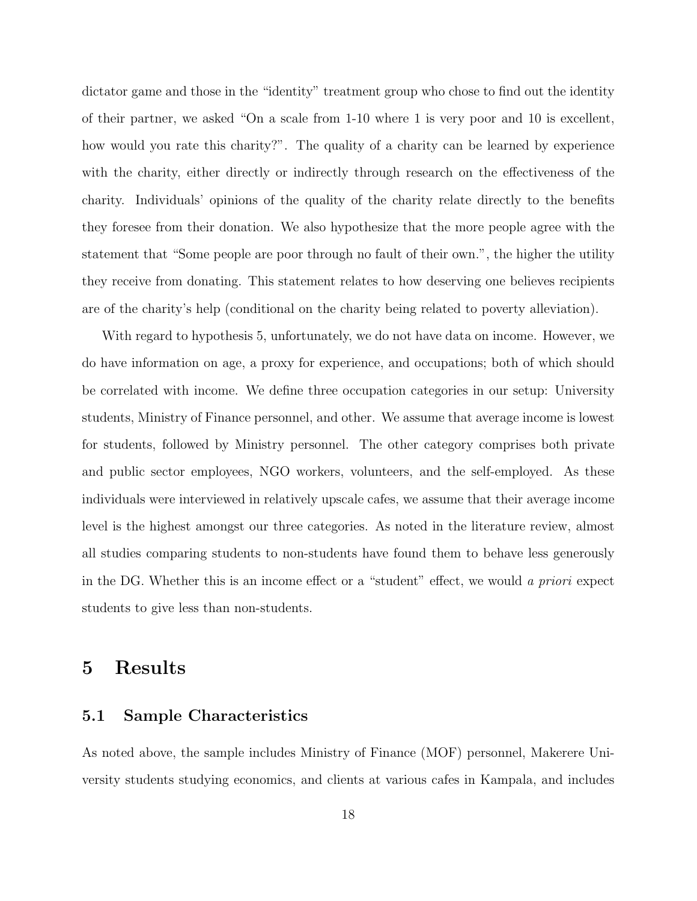dictator game and those in the "identity" treatment group who chose to find out the identity of their partner, we asked "On a scale from 1-10 where 1 is very poor and 10 is excellent, how would you rate this charity?". The quality of a charity can be learned by experience with the charity, either directly or indirectly through research on the effectiveness of the charity. Individuals' opinions of the quality of the charity relate directly to the benefits they foresee from their donation. We also hypothesize that the more people agree with the statement that "Some people are poor through no fault of their own.", the higher the utility they receive from donating. This statement relates to how deserving one believes recipients are of the charity's help (conditional on the charity being related to poverty alleviation).

With regard to hypothesis 5, unfortunately, we do not have data on income. However, we do have information on age, a proxy for experience, and occupations; both of which should be correlated with income. We define three occupation categories in our setup: University students, Ministry of Finance personnel, and other. We assume that average income is lowest for students, followed by Ministry personnel. The other category comprises both private and public sector employees, NGO workers, volunteers, and the self-employed. As these individuals were interviewed in relatively upscale cafes, we assume that their average income level is the highest amongst our three categories. As noted in the literature review, almost all studies comparing students to non-students have found them to behave less generously in the DG. Whether this is an income effect or a "student" effect, we would *a priori* expect students to give less than non-students.

# 5 Results

## 5.1 Sample Characteristics

As noted above, the sample includes Ministry of Finance (MOF) personnel, Makerere University students studying economics, and clients at various cafes in Kampala, and includes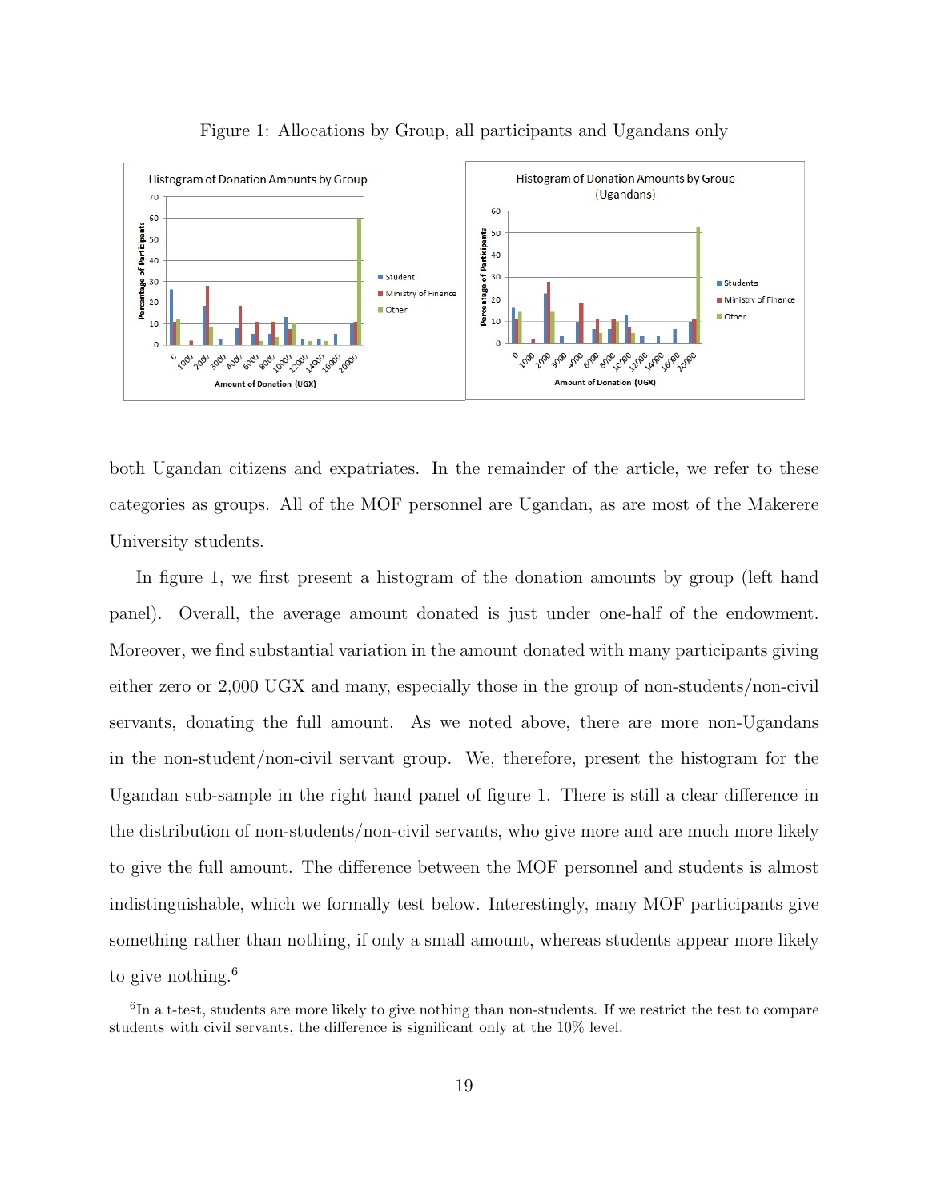Figure 1: Allocations by Group, all participants and Ugandans only

both Ugandan citizens and expatriates. In the remainder of the article, we refer to these categories as groups. All of the MOF personnel are Ugandan, as are most of the Makerere University students.

In figure 1, we first present a histogram of the donation amounts by group (left hand panel). Overall, the average amount donated is just under one-half of the endowment. Moreover, we find substantial variation in the amount donated with many participants giving either zero or 2,000 UGX and many, especially those in the group of non-students/non-civil servants, donating the full amount. As we noted above, there are more non-Ugandans in the non-student/non-civil servant group. We, therefore, present the histogram for the Ugandan sub-sample in the right hand panel of figure 1. There is still a clear difference in the distribution of non-students/non-civil servants, who give more and are much more likely to give the full amount. The difference between the MOF personnel and students is almost indistinguishable, which we formally test below. Interestingly, many MOF participants give something rather than nothing, if only a small amount, whereas students appear more likely to give nothing.[6]

[6] In a t-test, students are more likely to give nothing than non-students. If we restrict the test to compare students with civil servants, the difference is significant only at the 10% level.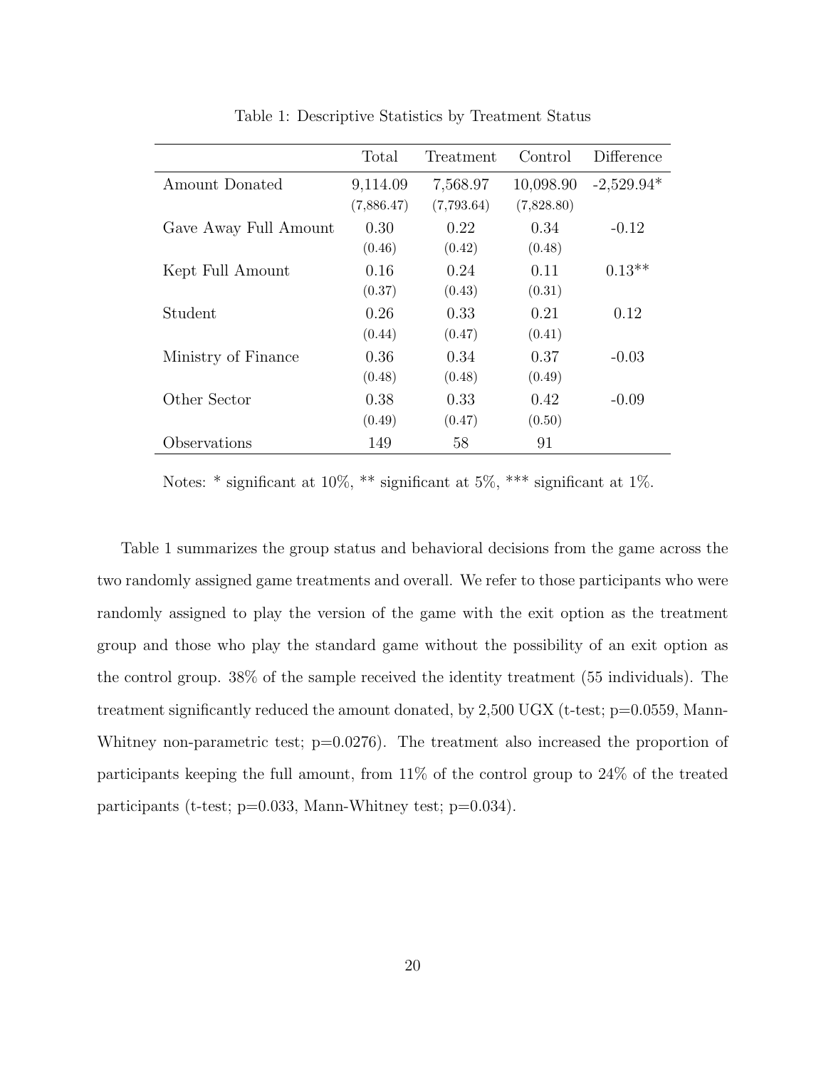Table 1: Descriptive Statistics by Treatment Status

| | Total | Treatment | Control | Difference |
|---|---|---|---|---|
| Amount Donated | 9,114.09 | 7,568.97 | 10,098.90 | -2,529.94* |
| | (7,886.47) | (7,793.64) | (7,828.80) | |
| Gave Away Full Amount | 0.30 | 0.22 | 0.34 | -0.12 |
| | (0.46) | (0.42) | (0.48) | |
| Kept Full Amount | 0.16 | 0.24 | 0.11 | 0.13** |
| | (0.37) | (0.43) | (0.31) | |
| Student | 0.26 | 0.33 | 0.21 | 0.12 |
| | (0.44) | (0.47) | (0.41) | |
| Ministry of Finance | 0.36 | 0.34 | 0.37 | -0.03 |
| | (0.48) | (0.48) | (0.49) | |
| Other Sector | 0.38 | 0.33 | 0.42 | -0.09 |
| | (0.49) | (0.47) | (0.50) | |
| Observations | 149 | 58 | 91 | |

Notes: * significant at 10%, ** significant at 5%, *** significant at 1%.

Table 1 summarizes the group status and behavioral decisions from the game across the two randomly assigned game treatments and overall. We refer to those participants who were randomly assigned to play the version of the game with the exit option as the treatment group and those who play the standard game without the possibility of an exit option as the control group. 38% of the sample received the identity treatment (55 individuals). The treatment significantly reduced the amount donated, by 2,500 UGX (t-test; p=0.0559, Mann-Whitney non-parametric test; p=0.0276). The treatment also increased the proportion of participants keeping the full amount, from 11% of the control group to 24% of the treated participants (t-test; p=0.033, Mann-Whitney test; p=0.034).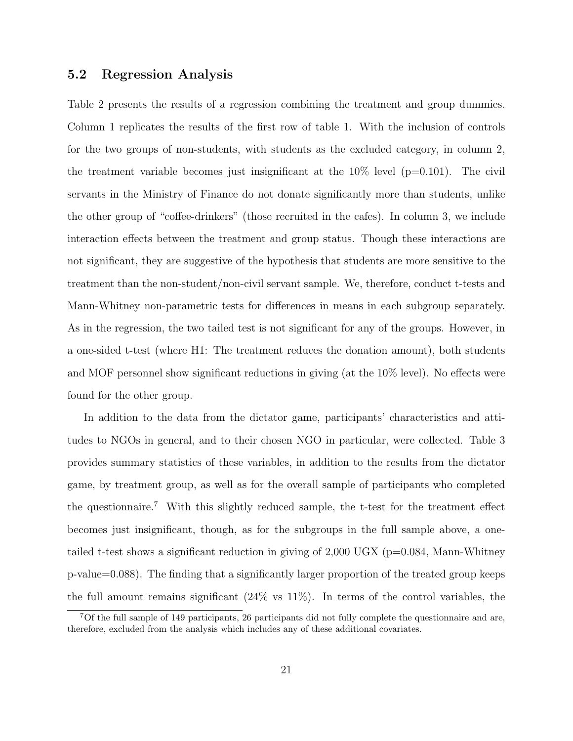### 5.2 Regression Analysis

Table 2 presents the results of a regression combining the treatment and group dummies. Column 1 replicates the results of the first row of table 1. With the inclusion of controls for the two groups of non-students, with students as the excluded category, in column 2, the treatment variable becomes just insignificant at the 10% level (p=0.101). The civil servants in the Ministry of Finance do not donate significantly more than students, unlike the other group of "coffee-drinkers" (those recruited in the cafes). In column 3, we include interaction effects between the treatment and group status. Though these interactions are not significant, they are suggestive of the hypothesis that students are more sensitive to the treatment than the non-student/non-civil servant sample. We, therefore, conduct t-tests and Mann-Whitney non-parametric tests for differences in means in each subgroup separately. As in the regression, the two tailed test is not significant for any of the groups. However, in a one-sided t-test (where H1: The treatment reduces the donation amount), both students and MOF personnel show significant reductions in giving (at the 10% level). No effects were found for the other group.

In addition to the data from the dictator game, participants' characteristics and attitudes to NGOs in general, and to their chosen NGO in particular, were collected. Table 3 provides summary statistics of these variables, in addition to the results from the dictator game, by treatment group, as well as for the overall sample of participants who completed the questionnaire.[7] With this slightly reduced sample, the t-test for the treatment effect becomes just insignificant, though, as for the subgroups in the full sample above, a one-tailed t-test shows a significant reduction in giving of 2,000 UGX (p=0.084, Mann-Whitney p-value=0.088). The finding that a significantly larger proportion of the treated group keeps the full amount remains significant (24% vs 11%). In terms of the control variables, the

[7] Of the full sample of 149 participants, 26 participants did not fully complete the questionnaire and are, therefore, excluded from the analysis which includes any of these additional covariates.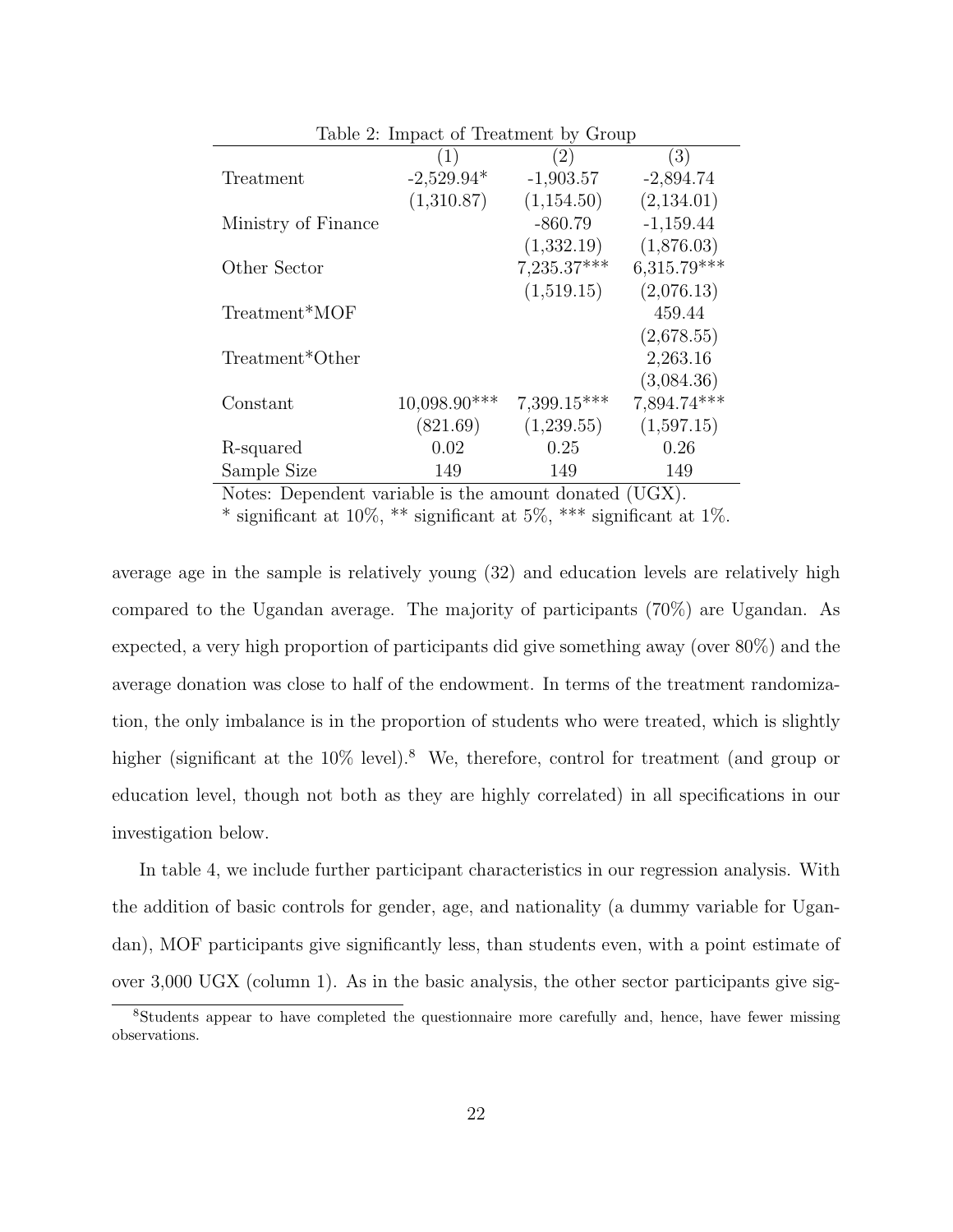Table 2: Impact of Treatment by Group

| | (1) | (2) | (3) |
|---|---|---|---|
| Treatment | -2,529.94* | -1,903.57 | -2,894.74 |
| | (1,310.87) | (1,154.50) | (2,134.01) |
| Ministry of Finance | | -860.79 | -1,159.44 |
| | | (1,332.19) | (1,876.03) |
| Other Sector | | 7,235.37*** | 6,315.79*** |
| | | (1,519.15) | (2,076.13) |
| Treatment*MOF | | | 459.44 |
| | | | (2,678.55) |
| Treatment*Other | | | 2,263.16 |
| | | | (3,084.36) |
| Constant | 10,098.90*** | 7,399.15*** | 7,894.74*** |
| | (821.69) | (1,239.55) | (1,597.15) |
| R-squared | 0.02 | 0.25 | 0.26 |
| Sample Size | 149 | 149 | 149 |

Notes: Dependent variable is the amount donated (UGX).
* significant at 10%, ** significant at 5%, *** significant at 1%.

average age in the sample is relatively young (32) and education levels are relatively high compared to the Ugandan average. The majority of participants (70%) are Ugandan. As expected, a very high proportion of participants did give something away (over 80%) and the average donation was close to half of the endowment. In terms of the treatment randomization, the only imbalance is in the proportion of students who were treated, which is slightly higher (significant at the 10% level).[8] We, therefore, control for treatment (and group or education level, though not both as they are highly correlated) in all specifications in our investigation below.

In table 4, we include further participant characteristics in our regression analysis. With the addition of basic controls for gender, age, and nationality (a dummy variable for Ugandan), MOF participants give significantly less, than students even, with a point estimate of over 3,000 UGX (column 1). As in the basic analysis, the other sector participants give sig-

[8] Students appear to have completed the questionnaire more carefully and, hence, have fewer missing observations.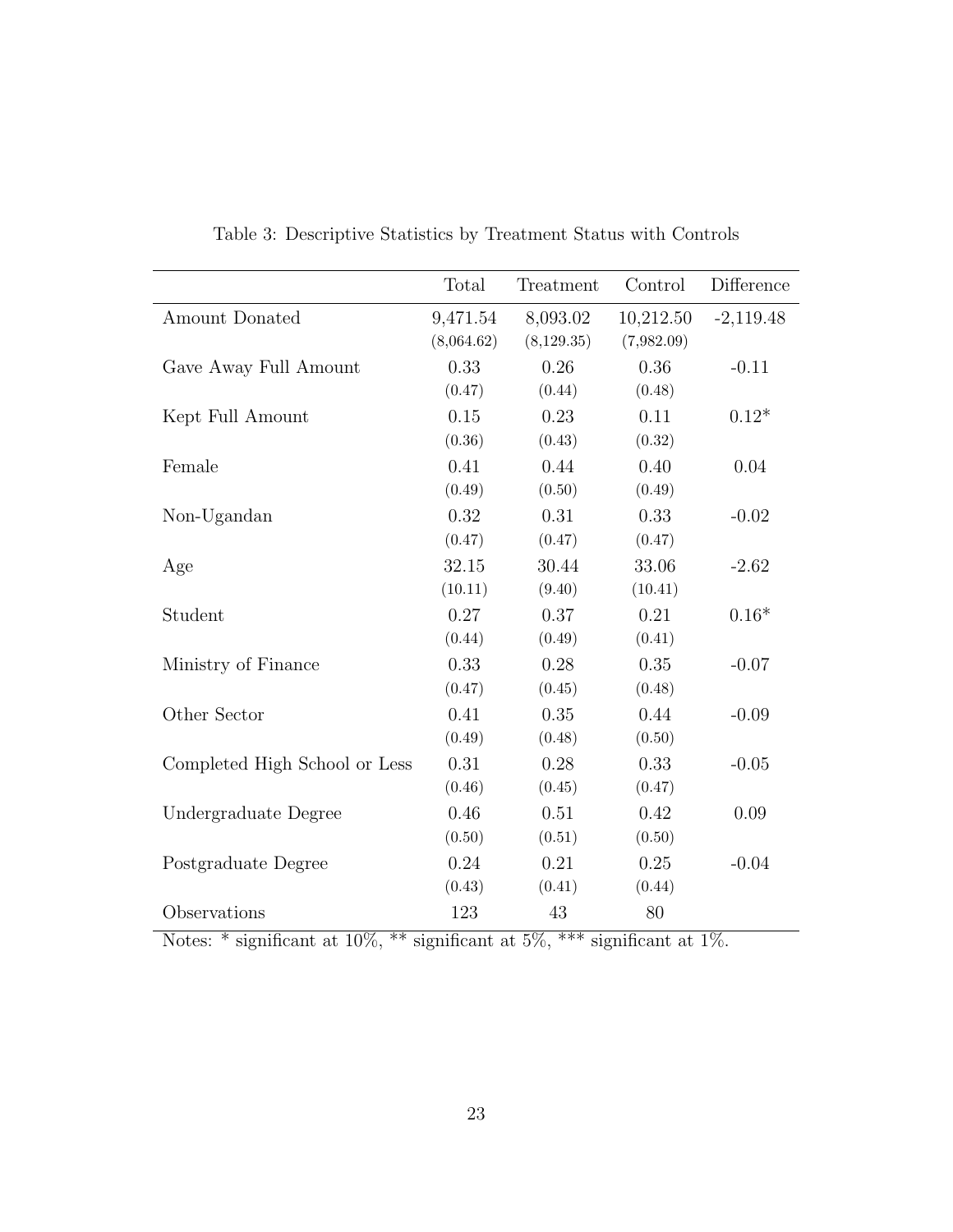Table 3: Descriptive Statistics by Treatment Status with Controls

| | Total | Treatment | Control | Difference |
|---|---|---|---|---|
| Amount Donated | 9,471.54 | 8,093.02 | 10,212.50 | -2,119.48 |
| | (8,064.62) | (8,129.35) | (7,982.09) | |
| Gave Away Full Amount | 0.33 | 0.26 | 0.36 | -0.11 |
| | (0.47) | (0.44) | (0.48) | |
| Kept Full Amount | 0.15 | 0.23 | 0.11 | 0.12* |
| | (0.36) | (0.43) | (0.32) | |
| Female | 0.41 | 0.44 | 0.40 | 0.04 |
| | (0.49) | (0.50) | (0.49) | |
| Non-Ugandan | 0.32 | 0.31 | 0.33 | -0.02 |
| | (0.47) | (0.47) | (0.47) | |
| Age | 32.15 | 30.44 | 33.06 | -2.62 |
| | (10.11) | (9.40) | (10.41) | |
| Student | 0.27 | 0.37 | 0.21 | 0.16* |
| | (0.44) | (0.49) | (0.41) | |
| Ministry of Finance | 0.33 | 0.28 | 0.35 | -0.07 |
| | (0.47) | (0.45) | (0.48) | |
| Other Sector | 0.41 | 0.35 | 0.44 | -0.09 |
| | (0.49) | (0.48) | (0.50) | |
| Completed High School or Less | 0.31 | 0.28 | 0.33 | -0.05 |
| | (0.46) | (0.45) | (0.47) | |
| Undergraduate Degree | 0.46 | 0.51 | 0.42 | 0.09 |
| | (0.50) | (0.51) | (0.50) | |
| Postgraduate Degree | 0.24 | 0.21 | 0.25 | -0.04 |
| | (0.43) | (0.41) | (0.44) | |
| Observations | 123 | 43 | 80 | |

Notes: * significant at 10%, ** significant at 5%, *** significant at 1%.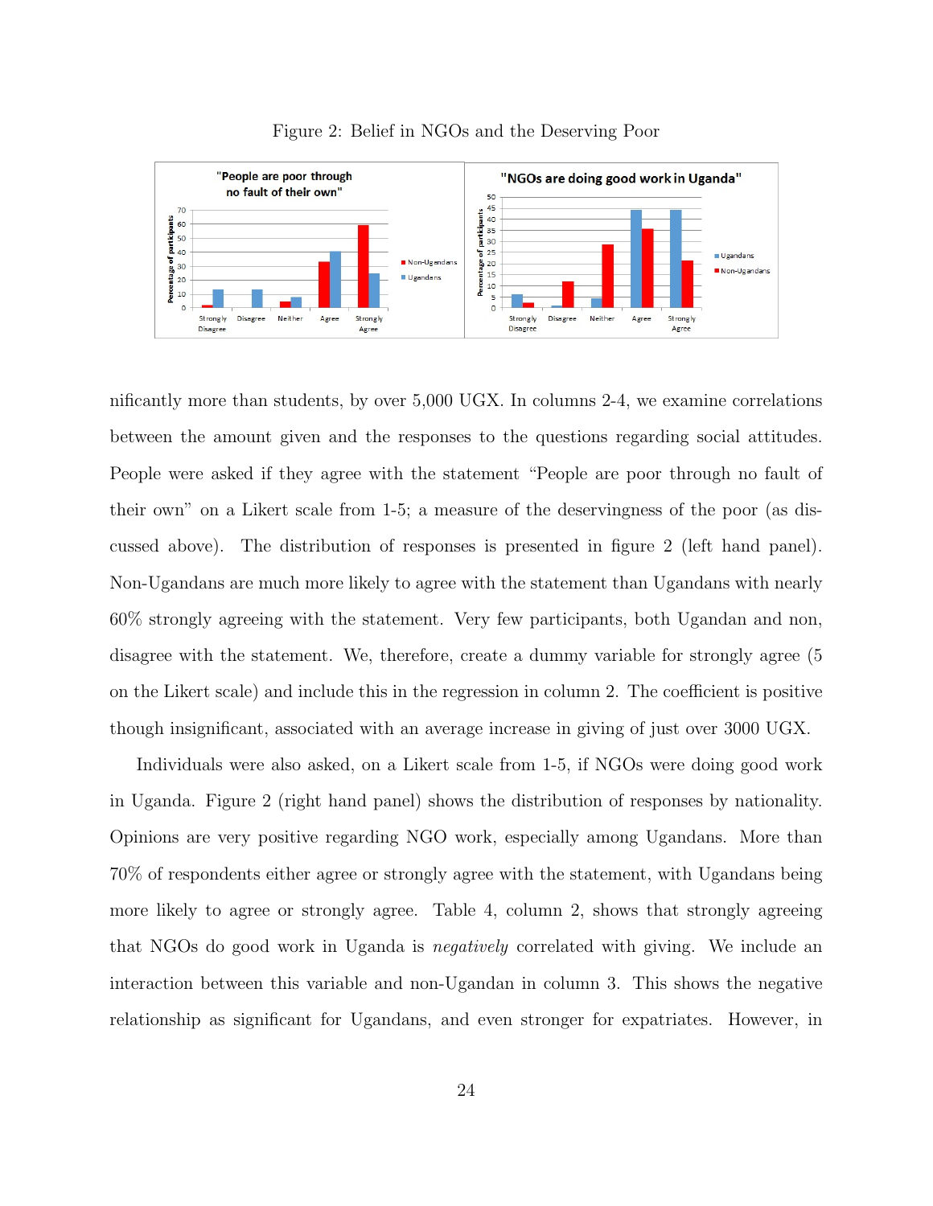Figure 2: Belief in NGOs and the Deserving Poor

nificantly more than students, by over 5,000 UGX. In columns 2-4, we examine correlations between the amount given and the responses to the questions regarding social attitudes. People were asked if they agree with the statement "People are poor through no fault of their own" on a Likert scale from 1-5; a measure of the deservingness of the poor (as discussed above). The distribution of responses is presented in figure 2 (left hand panel). Non-Ugandans are much more likely to agree with the statement than Ugandans with nearly 60% strongly agreeing with the statement. Very few participants, both Ugandan and non, disagree with the statement. We, therefore, create a dummy variable for strongly agree (5 on the Likert scale) and include this in the regression in column 2. The coefficient is positive though insignificant, associated with an average increase in giving of just over 3000 UGX.

Individuals were also asked, on a Likert scale from 1-5, if NGOs were doing good work in Uganda. Figure 2 (right hand panel) shows the distribution of responses by nationality. Opinions are very positive regarding NGO work, especially among Ugandans. More than 70% of respondents either agree or strongly agree with the statement, with Ugandans being more likely to agree or strongly agree. Table 4, column 2, shows that strongly agreeing that NGOs do good work in Uganda is *negatively* correlated with giving. We include an interaction between this variable and non-Ugandan in column 3. This shows the negative relationship as significant for Ugandans, and even stronger for expatriates. However, in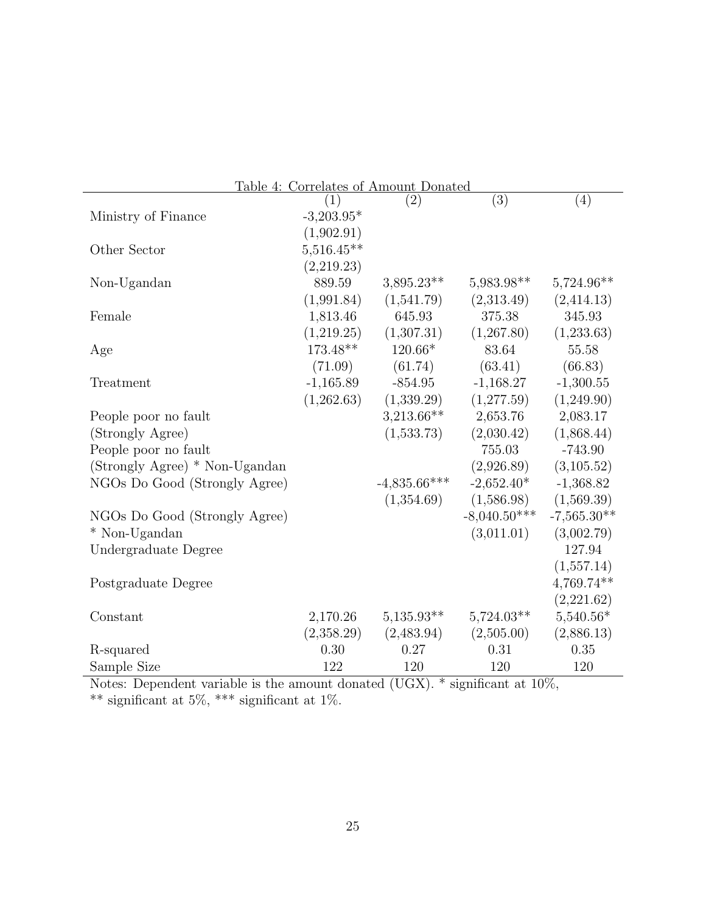Table 4: Correlates of Amount Donated

| | (1) | (2) | (3) | (4) |
|---|---|---|---|---|
| Ministry of Finance | -3,203.95* | | | |
| | (1,902.91) | | | |
| Other Sector | 5,516.45** | | | |
| | (2,219.23) | | | |
| Non-Ugandan | 889.59 | 3,895.23** | 5,983.98** | 5,724.96** |
| | (1,991.84) | (1,541.79) | (2,313.49) | (2,414.13) |
| Female | 1,813.46 | 645.93 | 375.38 | 345.93 |
| | (1,219.25) | (1,307.31) | (1,267.80) | (1,233.63) |
| Age | 173.48** | 120.66* | 83.64 | 55.58 |
| | (71.09) | (61.74) | (63.41) | (66.83) |
| Treatment | -1,165.89 | -854.95 | -1,168.27 | -1,300.55 |
| | (1,262.63) | (1,339.29) | (1,277.59) | (1,249.90) |
| People poor no fault (Strongly Agree) | | 3,213.66** | 2,653.76 | 2,083.17 |
| | | (1,533.73) | (2,030.42) | (1,868.44) |
| People poor no fault (Strongly Agree) * Non-Ugandan | | | 755.03 | -743.90 |
| | | | (2,926.89) | (3,105.52) |
| NGOs Do Good (Strongly Agree) | | -4,835.66*** | -2,652.40* | -1,368.82 |
| | | (1,354.69) | (1,586.98) | (1,569.39) |
| NGOs Do Good (Strongly Agree) * Non-Ugandan | | | -8,040.50*** | -7,565.30** |
| | | | (3,011.01) | (3,002.79) |
| Undergraduate Degree | | | | 127.94 |
| | | | | (1,557.14) |
| Postgraduate Degree | | | | 4,769.74** |
| | | | | (2,221.62) |
| Constant | 2,170.26 | 5,135.93** | 5,724.03** | 5,540.56* |
| | (2,358.29) | (2,483.94) | (2,505.00) | (2,886.13) |
| R-squared | 0.30 | 0.27 | 0.31 | 0.35 |
| Sample Size | 122 | 120 | 120 | 120 |

Notes: Dependent variable is the amount donated (UGX). * significant at 10%, ** significant at 5%, *** significant at 1%.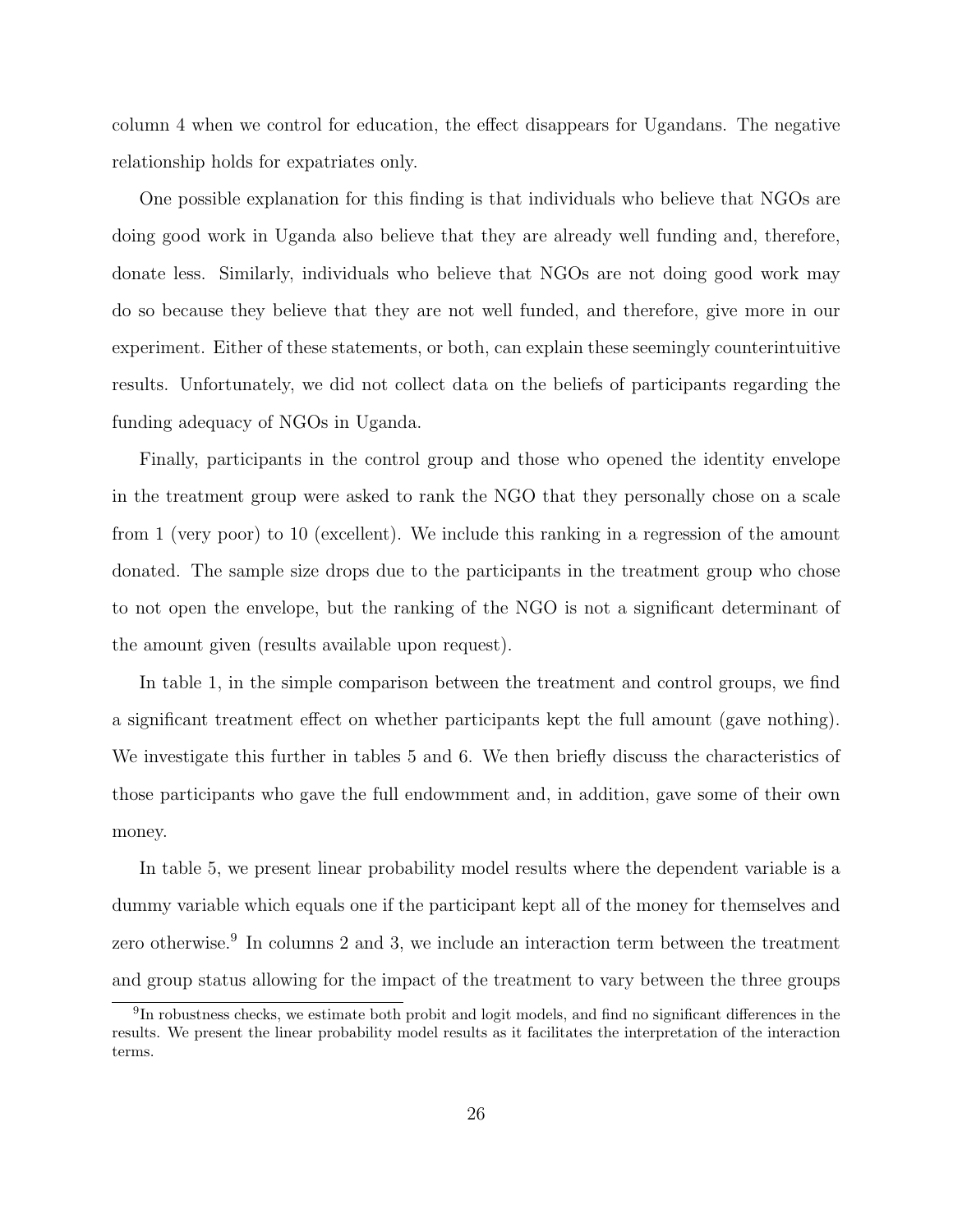column 4 when we control for education, the effect disappears for Ugandans. The negative relationship holds for expatriates only.

One possible explanation for this finding is that individuals who believe that NGOs are doing good work in Uganda also believe that they are already well funding and, therefore, donate less. Similarly, individuals who believe that NGOs are not doing good work may do so because they believe that they are not well funded, and therefore, give more in our experiment. Either of these statements, or both, can explain these seemingly counterintuitive results. Unfortunately, we did not collect data on the beliefs of participants regarding the funding adequacy of NGOs in Uganda.

Finally, participants in the control group and those who opened the identity envelope in the treatment group were asked to rank the NGO that they personally chose on a scale from 1 (very poor) to 10 (excellent). We include this ranking in a regression of the amount donated. The sample size drops due to the participants in the treatment group who chose to not open the envelope, but the ranking of the NGO is not a significant determinant of the amount given (results available upon request).

In table 1, in the simple comparison between the treatment and control groups, we find a significant treatment effect on whether participants kept the full amount (gave nothing). We investigate this further in tables 5 and 6. We then briefly discuss the characteristics of those participants who gave the full endowmment and, in addition, gave some of their own money.

In table 5, we present linear probability model results where the dependent variable is a dummy variable which equals one if the participant kept all of the money for themselves and zero otherwise.[9] In columns 2 and 3, we include an interaction term between the treatment and group status allowing for the impact of the treatment to vary between the three groups

[9] In robustness checks, we estimate both probit and logit models, and find no significant differences in the results. We present the linear probability model results as it facilitates the interpretation of the interaction terms.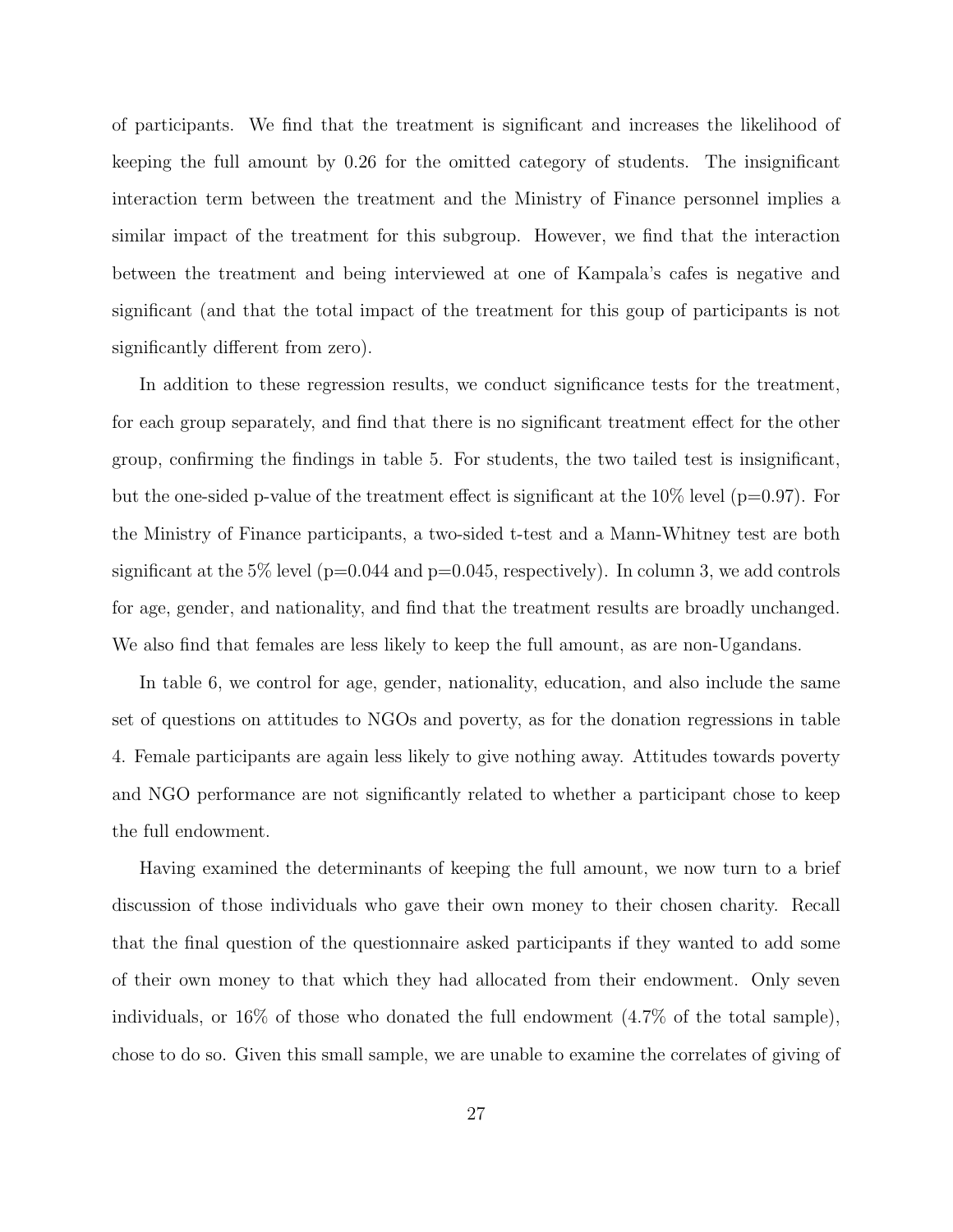of participants. We find that the treatment is significant and increases the likelihood of keeping the full amount by 0.26 for the omitted category of students. The insignificant interaction term between the treatment and the Ministry of Finance personnel implies a similar impact of the treatment for this subgroup. However, we find that the interaction between the treatment and being interviewed at one of Kampala's cafes is negative and significant (and that the total impact of the treatment for this goup of participants is not significantly different from zero).

In addition to these regression results, we conduct significance tests for the treatment, for each group separately, and find that there is no significant treatment effect for the other group, confirming the findings in table 5. For students, the two tailed test is insignificant, but the one-sided p-value of the treatment effect is significant at the 10% level (p=0.97). For the Ministry of Finance participants, a two-sided t-test and a Mann-Whitney test are both significant at the 5% level (p=0.044 and p=0.045, respectively). In column 3, we add controls for age, gender, and nationality, and find that the treatment results are broadly unchanged. We also find that females are less likely to keep the full amount, as are non-Ugandans.

In table 6, we control for age, gender, nationality, education, and also include the same set of questions on attitudes to NGOs and poverty, as for the donation regressions in table 4. Female participants are again less likely to give nothing away. Attitudes towards poverty and NGO performance are not significantly related to whether a participant chose to keep the full endowment.

Having examined the determinants of keeping the full amount, we now turn to a brief discussion of those individuals who gave their own money to their chosen charity. Recall that the final question of the questionnaire asked participants if they wanted to add some of their own money to that which they had allocated from their endowment. Only seven individuals, or 16% of those who donated the full endowment (4.7% of the total sample), chose to do so. Given this small sample, we are unable to examine the correlates of giving of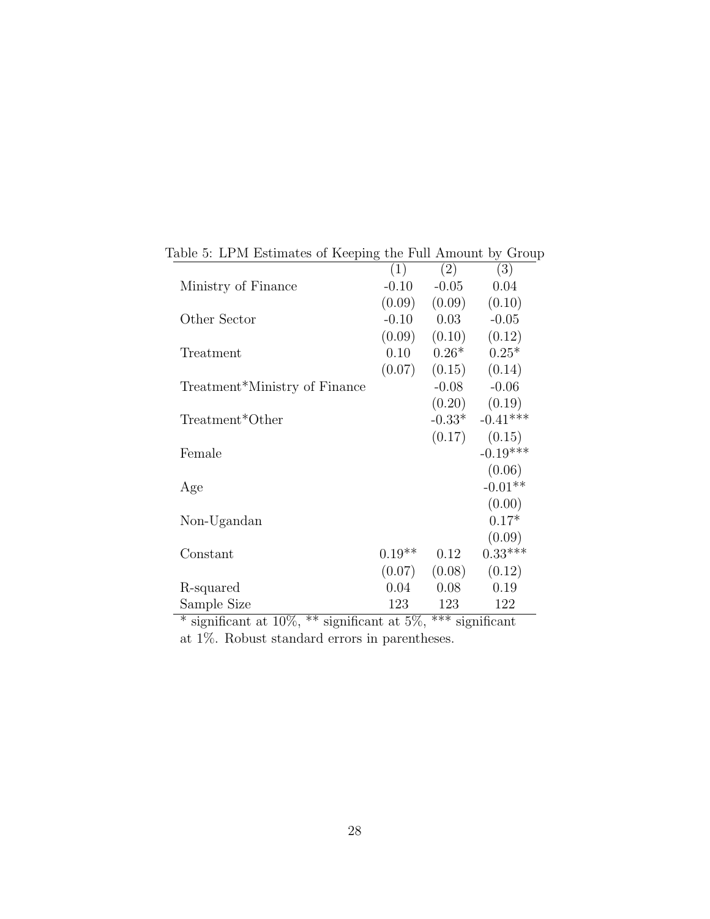Table 5: LPM Estimates of Keeping the Full Amount by Group

| | (1) | (2) | (3) |
|---|---|---|---|
| Ministry of Finance | -0.10 | -0.05 | 0.04 |
| | (0.09) | (0.09) | (0.10) |
| Other Sector | -0.10 | 0.03 | -0.05 |
| | (0.09) | (0.10) | (0.12) |
| Treatment | 0.10 | 0.26* | 0.25* |
| | (0.07) | (0.15) | (0.14) |
| Treatment*Ministry of Finance | | -0.08 | -0.06 |
| | | (0.20) | (0.19) |
| Treatment*Other | | -0.33* | -0.41*** |
| | | (0.17) | (0.15) |
| Female | | | -0.19*** |
| | | | (0.06) |
| Age | | | -0.01** |
| | | | (0.00) |
| Non-Ugandan | | | 0.17* |
| | | | (0.09) |
| Constant | 0.19** | 0.12 | 0.33*** |
| | (0.07) | (0.08) | (0.12) |
| R-squared | 0.04 | 0.08 | 0.19 |
| Sample Size | 123 | 123 | 122 |

* significant at 10%, ** significant at 5%, *** significant at 1%. Robust standard errors in parentheses.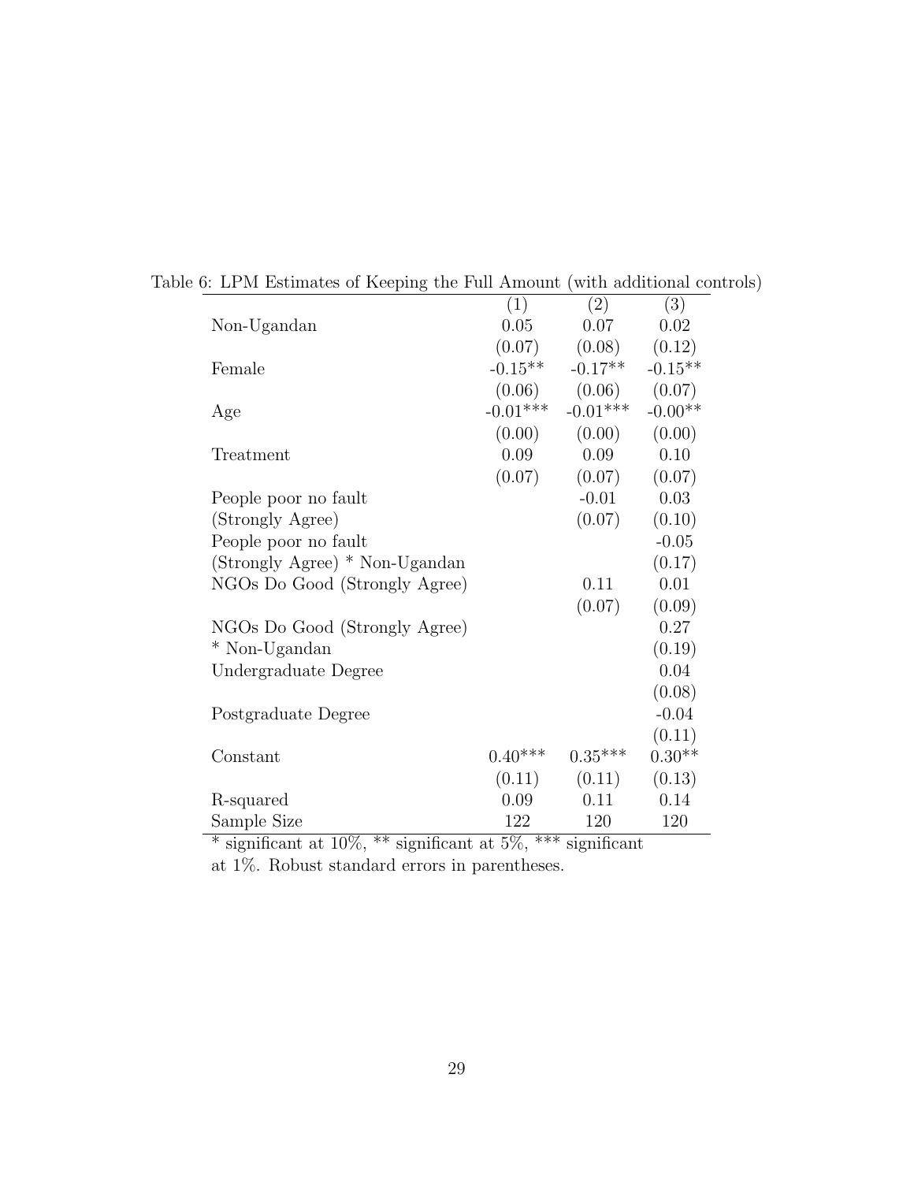Table 6: LPM Estimates of Keeping the Full Amount (with additional controls)

| | (1) | (2) | (3) |
|---|---|---|---|
| Non-Ugandan | 0.05 | 0.07 | 0.02 |
| | (0.07) | (0.08) | (0.12) |
| Female | -0.15** | -0.17** | -0.15** |
| | (0.06) | (0.06) | (0.07) |
| Age | -0.01*** | -0.01*** | -0.00** |
| | (0.00) | (0.00) | (0.00) |
| Treatment | 0.09 | 0.09 | 0.10 |
| | (0.07) | (0.07) | (0.07) |
| People poor no fault | | -0.01 | 0.03 |
| (Strongly Agree) | | (0.07) | (0.10) |
| People poor no fault | | | -0.05 |
| (Strongly Agree) * Non-Ugandan | | | (0.17) |
| NGOs Do Good (Strongly Agree) | | 0.11 | 0.01 |
| | | (0.07) | (0.09) |
| NGOs Do Good (Strongly Agree) | | | 0.27 |
| * Non-Ugandan | | | (0.19) |
| Undergraduate Degree | | | 0.04 |
| | | | (0.08) |
| Postgraduate Degree | | | -0.04 |
| | | | (0.11) |
| Constant | 0.40*** | 0.35*** | 0.30** |
| | (0.11) | (0.11) | (0.13) |
| R-squared | 0.09 | 0.11 | 0.14 |
| Sample Size | 122 | 120 | 120 |

* significant at 10%, ** significant at 5%, *** significant at 1%. Robust standard errors in parentheses.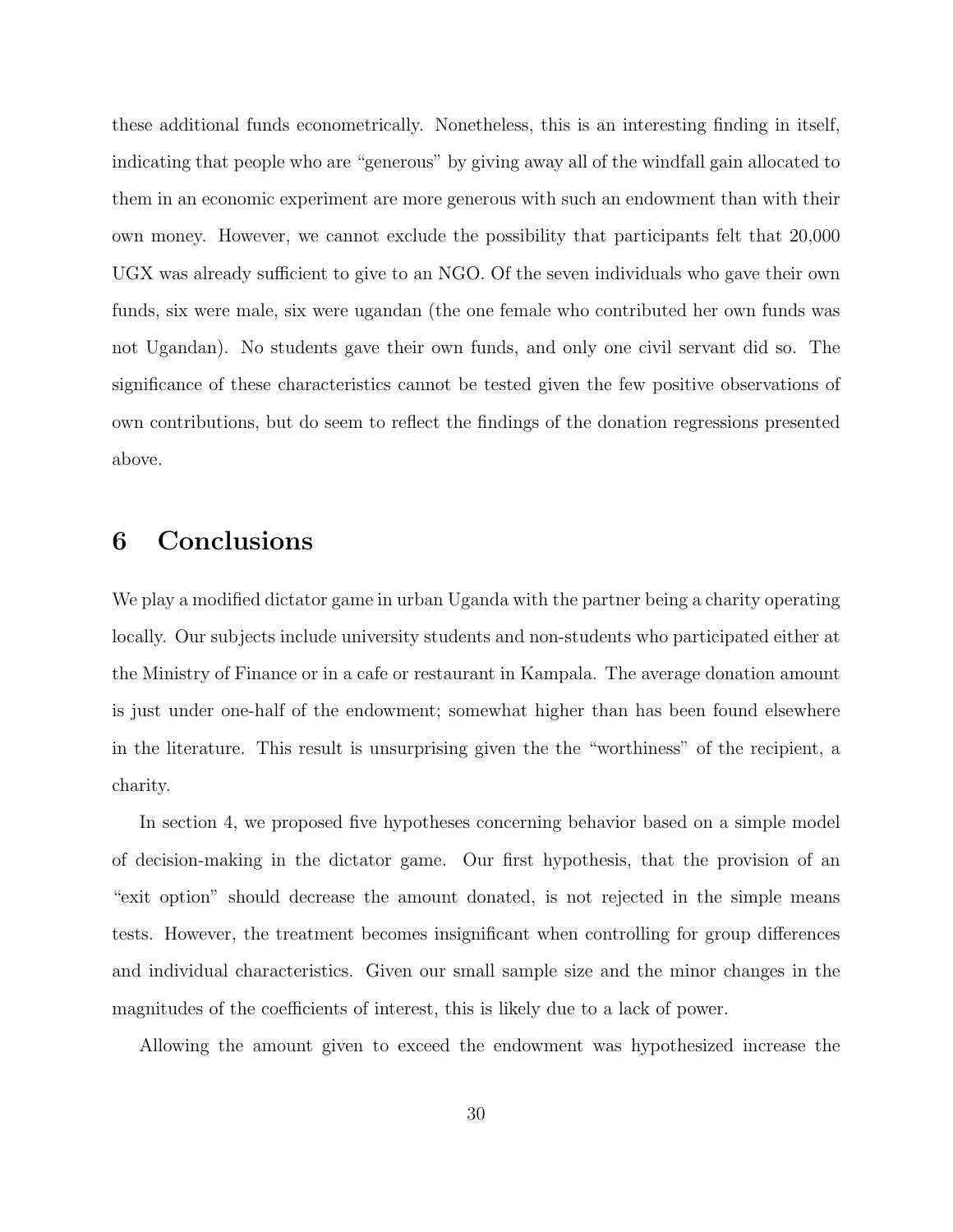these additional funds econometrically. Nonetheless, this is an interesting finding in itself, indicating that people who are "generous" by giving away all of the windfall gain allocated to them in an economic experiment are more generous with such an endowment than with their own money. However, we cannot exclude the possibility that participants felt that 20,000 UGX was already sufficient to give to an NGO. Of the seven individuals who gave their own funds, six were male, six were ugandan (the one female who contributed her own funds was not Ugandan). No students gave their own funds, and only one civil servant did so. The significance of these characteristics cannot be tested given the few positive observations of own contributions, but do seem to reflect the findings of the donation regressions presented above.

## 6 Conclusions

We play a modified dictator game in urban Uganda with the partner being a charity operating locally. Our subjects include university students and non-students who participated either at the Ministry of Finance or in a cafe or restaurant in Kampala. The average donation amount is just under one-half of the endowment; somewhat higher than has been found elsewhere in the literature. This result is unsurprising given the the "worthiness" of the recipient, a charity.

In section 4, we proposed five hypotheses concerning behavior based on a simple model of decision-making in the dictator game. Our first hypothesis, that the provision of an "exit option" should decrease the amount donated, is not rejected in the simple means tests. However, the treatment becomes insignificant when controlling for group differences and individual characteristics. Given our small sample size and the minor changes in the magnitudes of the coefficients of interest, this is likely due to a lack of power.

Allowing the amount given to exceed the endowment was hypothesized increase the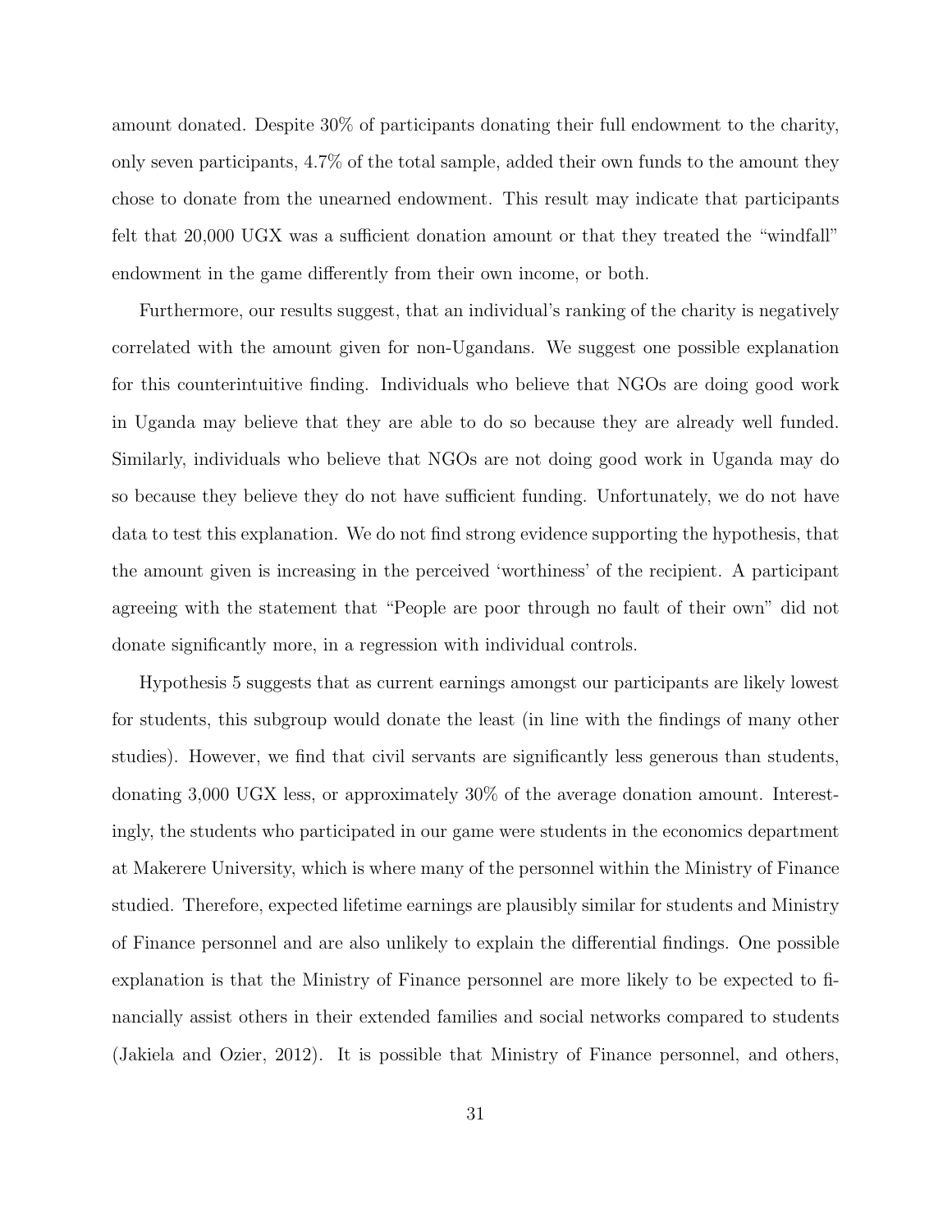amount donated. Despite 30% of participants donating their full endowment to the charity, only seven participants, 4.7% of the total sample, added their own funds to the amount they chose to donate from the unearned endowment. This result may indicate that participants felt that 20,000 UGX was a sufficient donation amount or that they treated the "windfall" endowment in the game differently from their own income, or both.

Furthermore, our results suggest, that an individual's ranking of the charity is negatively correlated with the amount given for non-Ugandans. We suggest one possible explanation for this counterintuitive finding. Individuals who believe that NGOs are doing good work in Uganda may believe that they are able to do so because they are already well funded. Similarly, individuals who believe that NGOs are not doing good work in Uganda may do so because they believe they do not have sufficient funding. Unfortunately, we do not have data to test this explanation. We do not find strong evidence supporting the hypothesis, that the amount given is increasing in the perceived 'worthiness' of the recipient. A participant agreeing with the statement that "People are poor through no fault of their own" did not donate significantly more, in a regression with individual controls.

Hypothesis 5 suggests that as current earnings amongst our participants are likely lowest for students, this subgroup would donate the least (in line with the findings of many other studies). However, we find that civil servants are significantly less generous than students, donating 3,000 UGX less, or approximately 30% of the average donation amount. Interestingly, the students who participated in our game were students in the economics department at Makerere University, which is where many of the personnel within the Ministry of Finance studied. Therefore, expected lifetime earnings are plausibly similar for students and Ministry of Finance personnel and are also unlikely to explain the differential findings. One possible explanation is that the Ministry of Finance personnel are more likely to be expected to financially assist others in their extended families and social networks compared to students (Jakiela and Ozier, 2012). It is possible that Ministry of Finance personnel, and others,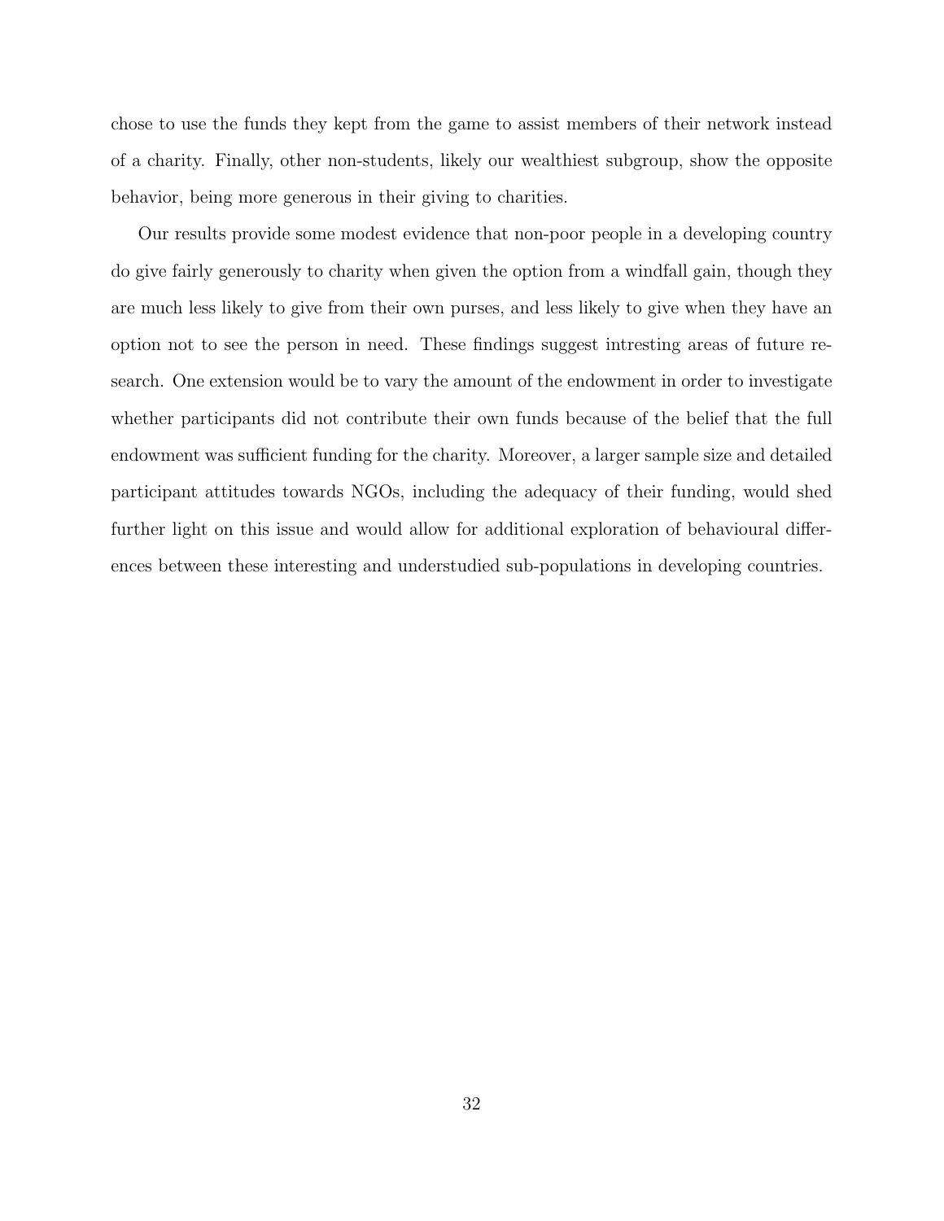chose to use the funds they kept from the game to assist members of their network instead of a charity. Finally, other non-students, likely our wealthiest subgroup, show the opposite behavior, being more generous in their giving to charities.

Our results provide some modest evidence that non-poor people in a developing country do give fairly generously to charity when given the option from a windfall gain, though they are much less likely to give from their own purses, and less likely to give when they have an option not to see the person in need. These findings suggest intresting areas of future research. One extension would be to vary the amount of the endowment in order to investigate whether participants did not contribute their own funds because of the belief that the full endowment was sufficient funding for the charity. Moreover, a larger sample size and detailed participant attitudes towards NGOs, including the adequacy of their funding, would shed further light on this issue and would allow for additional exploration of behavioural differences between these interesting and understudied sub-populations in developing countries.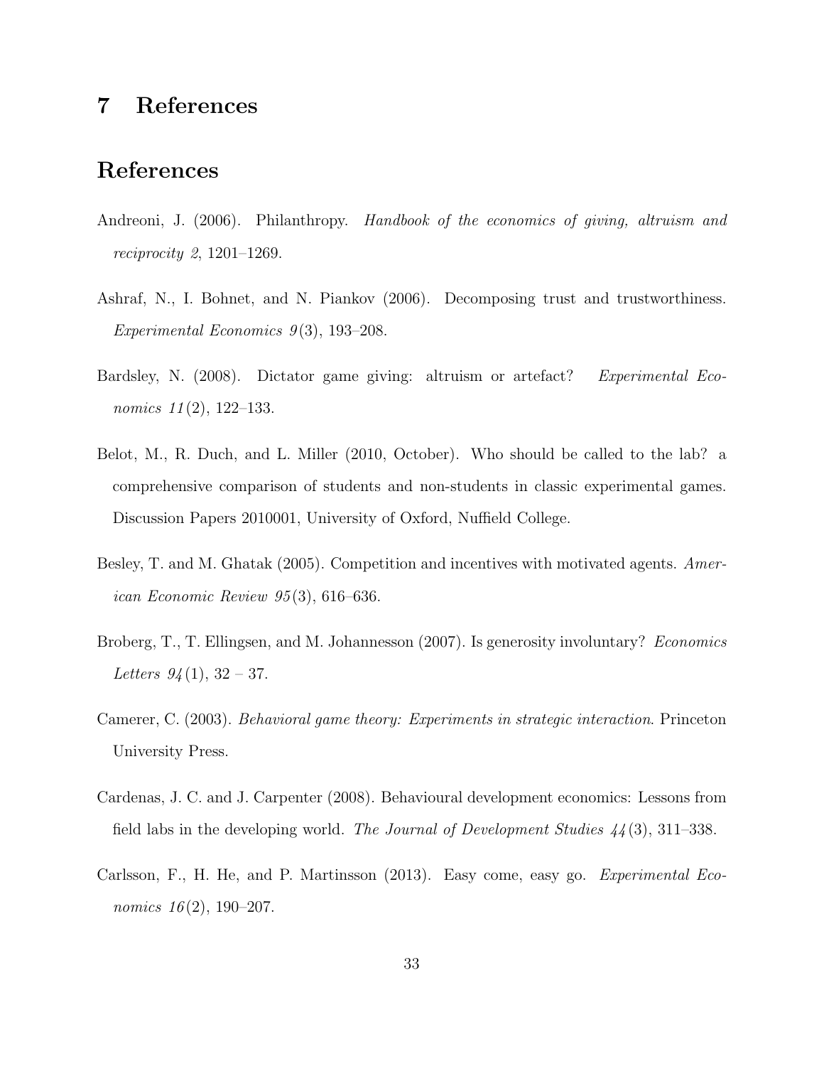# 7 References

## References

Andreoni, J. (2006). Philanthropy. *Handbook of the economics of giving, altruism and reciprocity 2*, 1201–1269.

Ashraf, N., I. Bohnet, and N. Piankov (2006). Decomposing trust and trustworthiness. *Experimental Economics 9*(3), 193–208.

Bardsley, N. (2008). Dictator game giving: altruism or artefact? *Experimental Economics 11*(2), 122–133.

Belot, M., R. Duch, and L. Miller (2010, October). Who should be called to the lab? a comprehensive comparison of students and non-students in classic experimental games. Discussion Papers 2010001, University of Oxford, Nuffield College.

Besley, T. and M. Ghatak (2005). Competition and incentives with motivated agents. *American Economic Review 95*(3), 616–636.

Broberg, T., T. Ellingsen, and M. Johannesson (2007). Is generosity involuntary? *Economics Letters 94*(1), 32 – 37.

Camerer, C. (2003). *Behavioral game theory: Experiments in strategic interaction*. Princeton University Press.

Cardenas, J. C. and J. Carpenter (2008). Behavioural development economics: Lessons from field labs in the developing world. *The Journal of Development Studies 44*(3), 311–338.

Carlsson, F., H. He, and P. Martinsson (2013). Easy come, easy go. *Experimental Economics 16*(2), 190–207.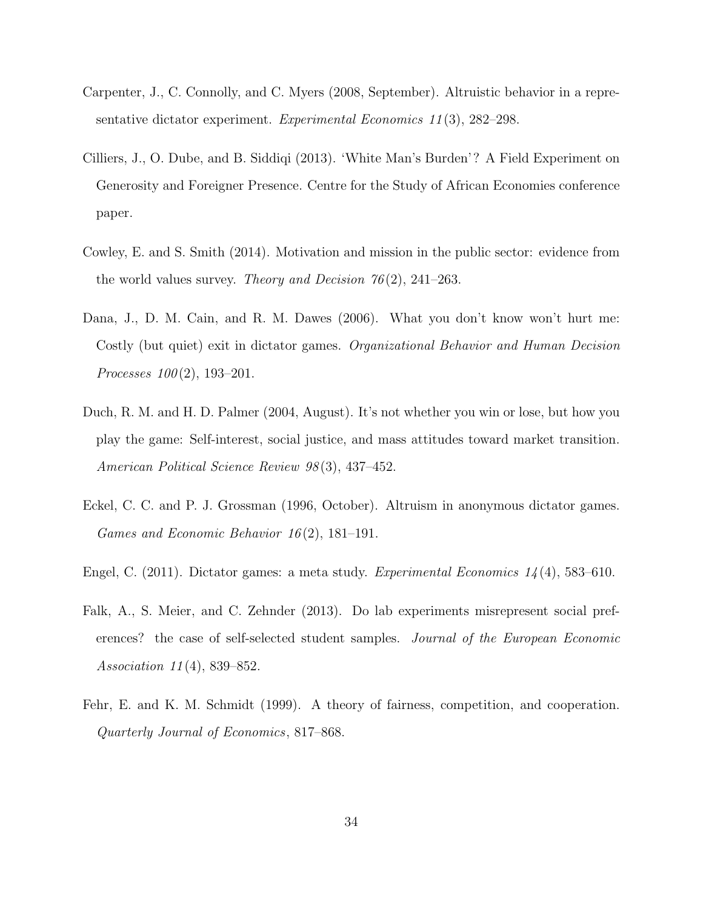Carpenter, J., C. Connolly, and C. Myers (2008, September). Altruistic behavior in a representative dictator experiment. *Experimental Economics 11*(3), 282–298.

Cilliers, J., O. Dube, and B. Siddiqi (2013). 'White Man's Burden'? A Field Experiment on Generosity and Foreigner Presence. Centre for the Study of African Economies conference paper.

Cowley, E. and S. Smith (2014). Motivation and mission in the public sector: evidence from the world values survey. *Theory and Decision 76*(2), 241–263.

Dana, J., D. M. Cain, and R. M. Dawes (2006). What you don't know won't hurt me: Costly (but quiet) exit in dictator games. *Organizational Behavior and Human Decision Processes 100*(2), 193–201.

Duch, R. M. and H. D. Palmer (2004, August). It's not whether you win or lose, but how you play the game: Self-interest, social justice, and mass attitudes toward market transition. *American Political Science Review 98*(3), 437–452.

Eckel, C. C. and P. J. Grossman (1996, October). Altruism in anonymous dictator games. *Games and Economic Behavior 16*(2), 181–191.

Engel, C. (2011). Dictator games: a meta study. *Experimental Economics 14*(4), 583–610.

Falk, A., S. Meier, and C. Zehnder (2013). Do lab experiments misrepresent social preferences? the case of self-selected student samples. *Journal of the European Economic Association 11*(4), 839–852.

Fehr, E. and K. M. Schmidt (1999). A theory of fairness, competition, and cooperation. *Quarterly Journal of Economics*, 817–868.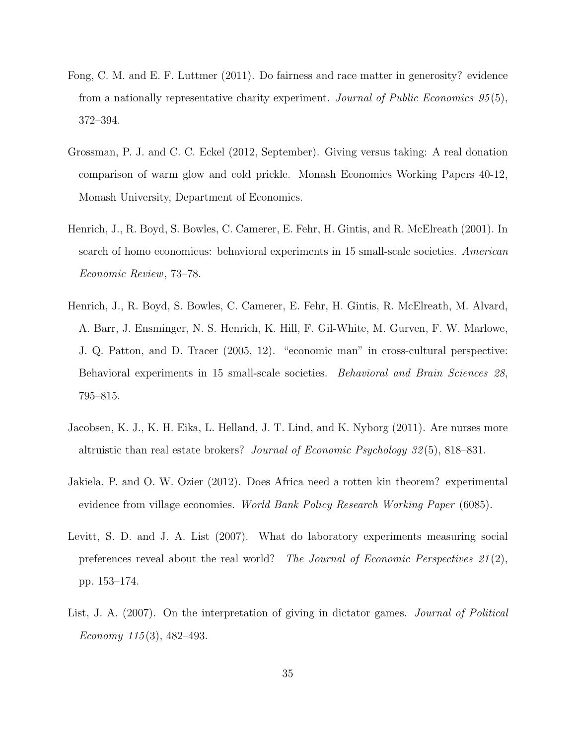Fong, C. M. and E. F. Luttmer (2011). Do fairness and race matter in generosity? evidence from a nationally representative charity experiment. *Journal of Public Economics 95*(5), 372–394.

Grossman, P. J. and C. C. Eckel (2012, September). Giving versus taking: A real donation comparison of warm glow and cold prickle. Monash Economics Working Papers 40-12, Monash University, Department of Economics.

Henrich, J., R. Boyd, S. Bowles, C. Camerer, E. Fehr, H. Gintis, and R. McElreath (2001). In search of homo economicus: behavioral experiments in 15 small-scale societies. *American Economic Review*, 73–78.

Henrich, J., R. Boyd, S. Bowles, C. Camerer, E. Fehr, H. Gintis, R. McElreath, M. Alvard, A. Barr, J. Ensminger, N. S. Henrich, K. Hill, F. Gil-White, M. Gurven, F. W. Marlowe, J. Q. Patton, and D. Tracer (2005, 12). "economic man" in cross-cultural perspective: Behavioral experiments in 15 small-scale societies. *Behavioral and Brain Sciences 28*, 795–815.

Jacobsen, K. J., K. H. Eika, L. Helland, J. T. Lind, and K. Nyborg (2011). Are nurses more altruistic than real estate brokers? *Journal of Economic Psychology 32*(5), 818–831.

Jakiela, P. and O. W. Ozier (2012). Does Africa need a rotten kin theorem? experimental evidence from village economies. *World Bank Policy Research Working Paper* (6085).

Levitt, S. D. and J. A. List (2007). What do laboratory experiments measuring social preferences reveal about the real world? *The Journal of Economic Perspectives 21*(2), pp. 153–174.

List, J. A. (2007). On the interpretation of giving in dictator games. *Journal of Political Economy 115*(3), 482–493.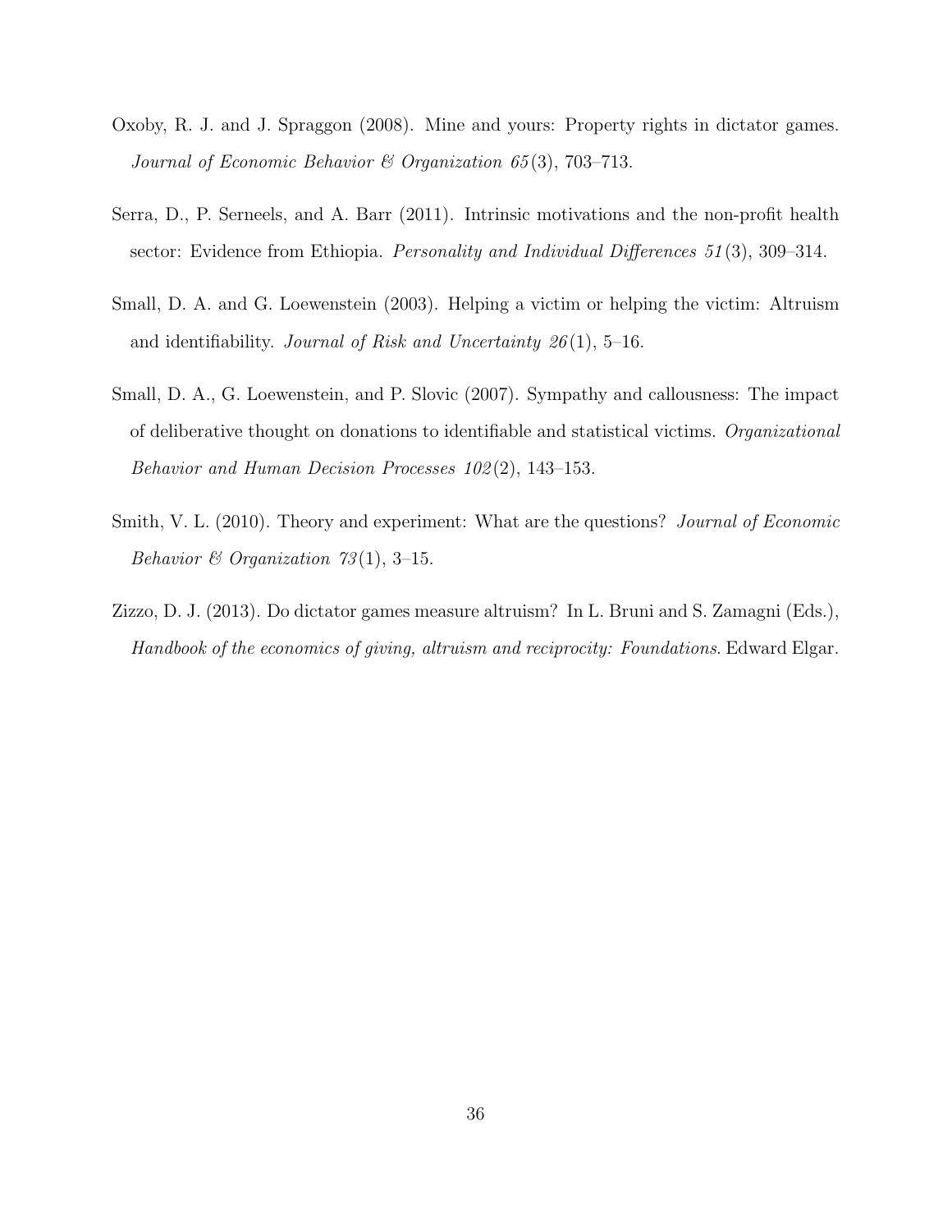Oxoby, R. J. and J. Spraggon (2008). Mine and yours: Property rights in dictator games. *Journal of Economic Behavior & Organization 65*(3), 703–713.

Serra, D., P. Serneels, and A. Barr (2011). Intrinsic motivations and the non-profit health sector: Evidence from Ethiopia. *Personality and Individual Differences 51*(3), 309–314.

Small, D. A. and G. Loewenstein (2003). Helping a victim or helping the victim: Altruism and identifiability. *Journal of Risk and Uncertainty 26*(1), 5–16.

Small, D. A., G. Loewenstein, and P. Slovic (2007). Sympathy and callousness: The impact of deliberative thought on donations to identifiable and statistical victims. *Organizational Behavior and Human Decision Processes 102*(2), 143–153.

Smith, V. L. (2010). Theory and experiment: What are the questions? *Journal of Economic Behavior & Organization 73*(1), 3–15.

Zizzo, D. J. (2013). Do dictator games measure altruism? In L. Bruni and S. Zamagni (Eds.), *Handbook of the economics of giving, altruism and reciprocity: Foundations*. Edward Elgar.